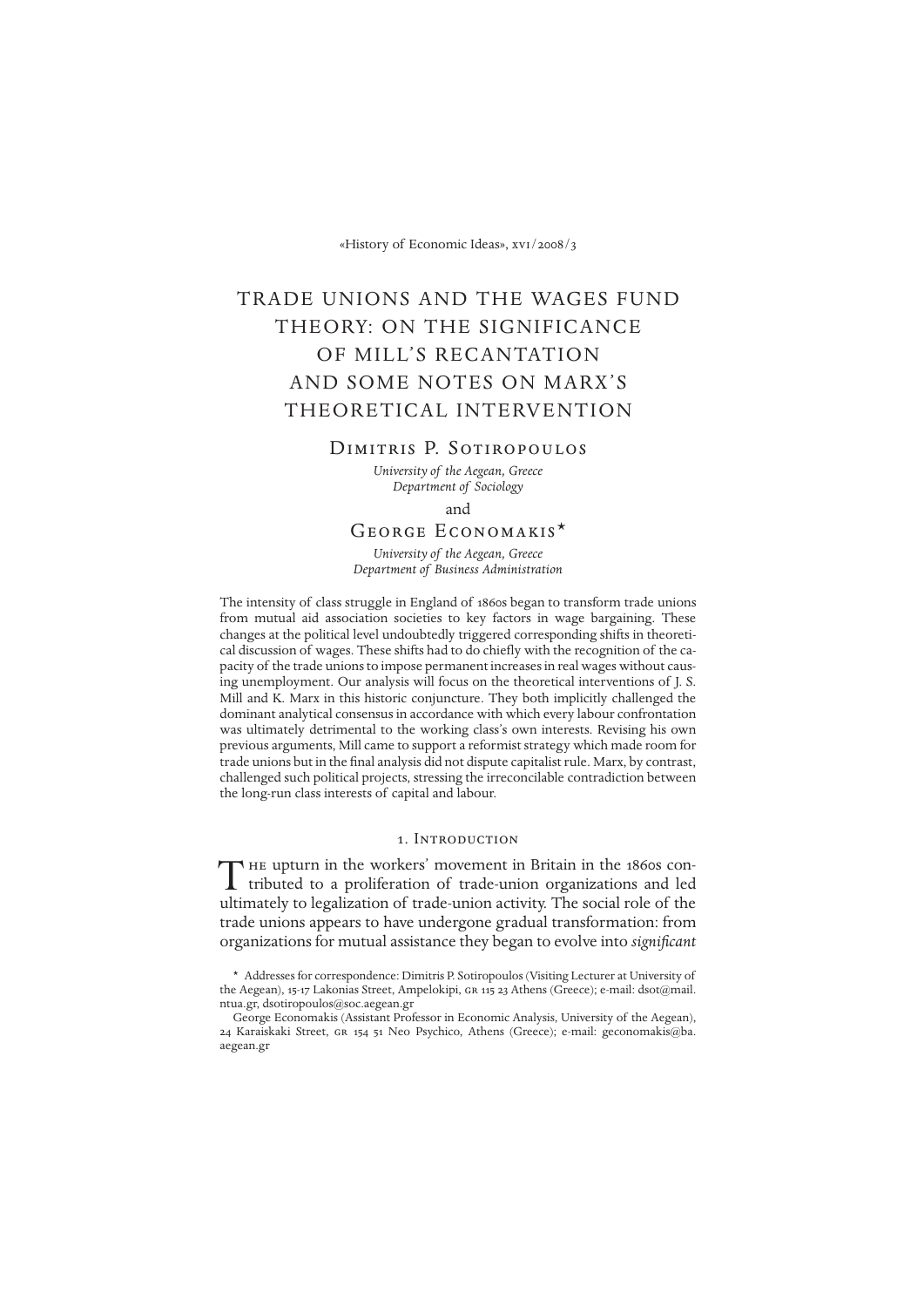# TRADE UNIONS AND THE WAGES FUND THEORY: ON THE SIGNIFICANCE OF MILL'S RECANTATION AND SOME NOTES ON MARX'S THEORETICAL INTERVENTION

Dimitris P. Sotiropoulos

*University of the Aegean, Greece*
*Department of Sociology*

and

George Economakis*

*University of the Aegean, Greece*
*Department of Business Administration*

The intensity of class struggle in England of 1860s began to transform trade unions from mutual aid association societies to key factors in wage bargaining. These changes at the political level undoubtedly triggered corresponding shifts in theoretical discussion of wages. These shifts had to do chiefly with the recognition of the capacity of the trade unions to impose permanent increases in real wages without causing unemployment. Our analysis will focus on the theoretical interventions of J. S. Mill and K. Marx in this historic conjuncture. They both implicitly challenged the dominant analytical consensus in accordance with which every labour confrontation was ultimately detrimental to the working class's own interests. Revising his own previous arguments, Mill came to support a reformist strategy which made room for trade unions but in the final analysis did not dispute capitalist rule. Marx, by contrast, challenged such political projects, stressing the irreconcilable contradiction between the long-run class interests of capital and labour.

## 1. Introduction

The upturn in the workers' movement in Britain in the 1860s contributed to a proliferation of trade-union organizations and led ultimately to legalization of trade-union activity. The social role of the trade unions appears to have undergone gradual transformation: from organizations for mutual assistance they began to evolve into *significant*

* Addresses for correspondence: Dimitris P. Sotiropoulos (Visiting Lecturer at University of the Aegean), 15-17 Lakonias Street, Ampelokipi, GR 115 23 Athens (Greece); e-mail: dsot@mail.ntua.gr, dsotiropoulos@soc.aegean.gr

George Economakis (Assistant Professor in Economic Analysis, University of the Aegean), 24 Karaiskaki Street, GR 154 51 Neo Psychico, Athens (Greece); e-mail: geconomakis@ba.aegean.gr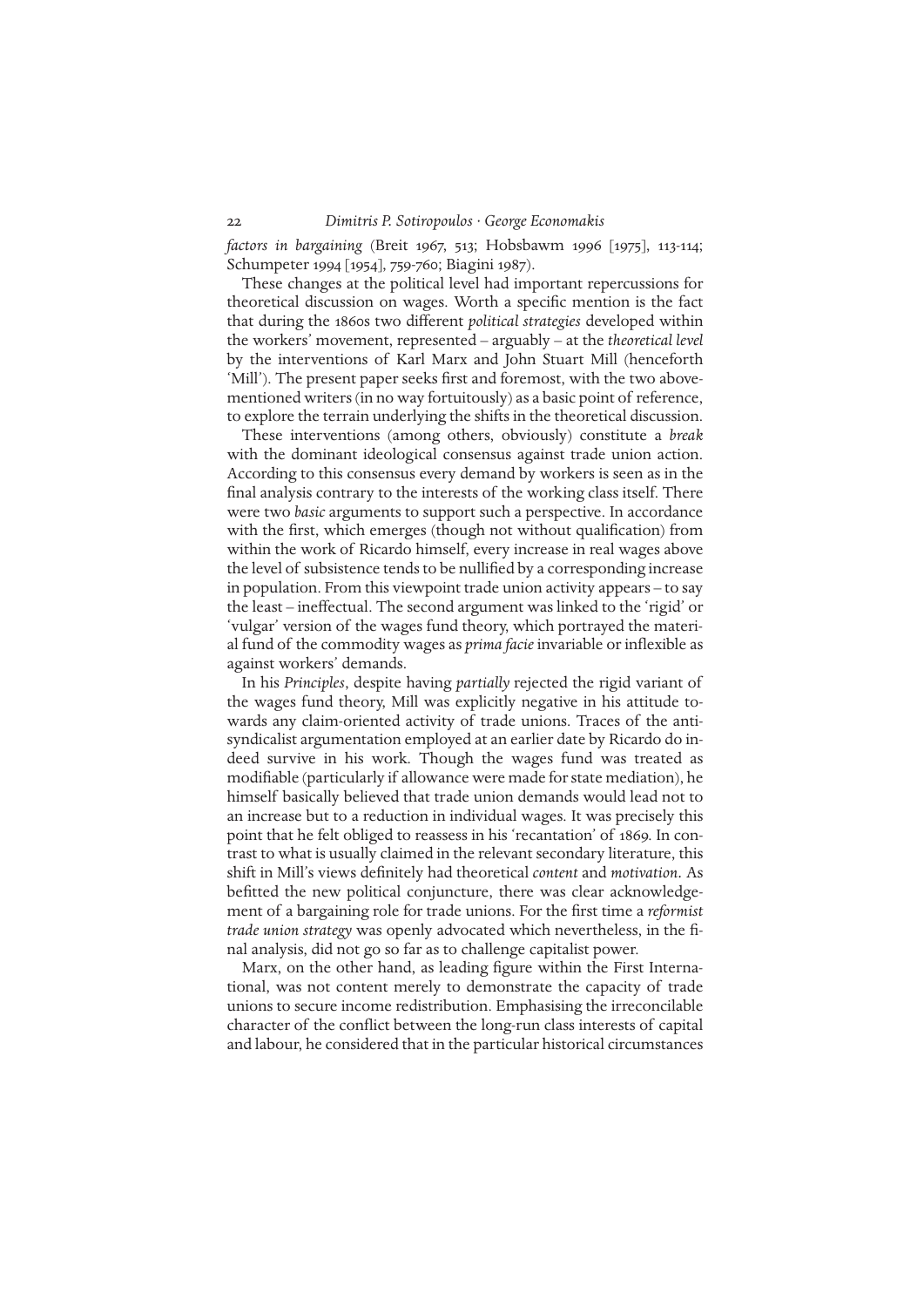*factors in bargaining* (Breit 1967, 513; Hobsbawm 1996 [1975], 113-114; Schumpeter 1994 [1954], 759-760; Biagini 1987).

These changes at the political level had important repercussions for theoretical discussion on wages. Worth a specific mention is the fact that during the 1860s two different *political strategies* developed within the workers' movement, represented – arguably – at the *theoretical level* by the interventions of Karl Marx and John Stuart Mill (henceforth 'Mill'). The present paper seeks first and foremost, with the two above-mentioned writers (in no way fortuitously) as a basic point of reference, to explore the terrain underlying the shifts in the theoretical discussion.

These interventions (among others, obviously) constitute a *break* with the dominant ideological consensus against trade union action. According to this consensus every demand by workers is seen as in the final analysis contrary to the interests of the working class itself. There were two *basic* arguments to support such a perspective. In accordance with the first, which emerges (though not without qualification) from within the work of Ricardo himself, every increase in real wages above the level of subsistence tends to be nullified by a corresponding increase in population. From this viewpoint trade union activity appears – to say the least – ineffectual. The second argument was linked to the 'rigid' or 'vulgar' version of the wages fund theory, which portrayed the material fund of the commodity wages as *prima facie* invariable or inflexible as against workers' demands.

In his *Principles*, despite having *partially* rejected the rigid variant of the wages fund theory, Mill was explicitly negative in his attitude towards any claim-oriented activity of trade unions. Traces of the anti-syndicalist argumentation employed at an earlier date by Ricardo do indeed survive in his work. Though the wages fund was treated as modifiable (particularly if allowance were made for state mediation), he himself basically believed that trade union demands would lead not to an increase but to a reduction in individual wages. It was precisely this point that he felt obliged to reassess in his 'recantation' of 1869. In contrast to what is usually claimed in the relevant secondary literature, this shift in Mill's views definitely had theoretical *content* and *motivation*. As befitted the new political conjuncture, there was clear acknowledgement of a bargaining role for trade unions. For the first time a *reformist trade union strategy* was openly advocated which nevertheless, in the final analysis, did not go so far as to challenge capitalist power.

Marx, on the other hand, as leading figure within the First International, was not content merely to demonstrate the capacity of trade unions to secure income redistribution. Emphasising the irreconcilable character of the conflict between the long-run class interests of capital and labour, he considered that in the particular historical circumstances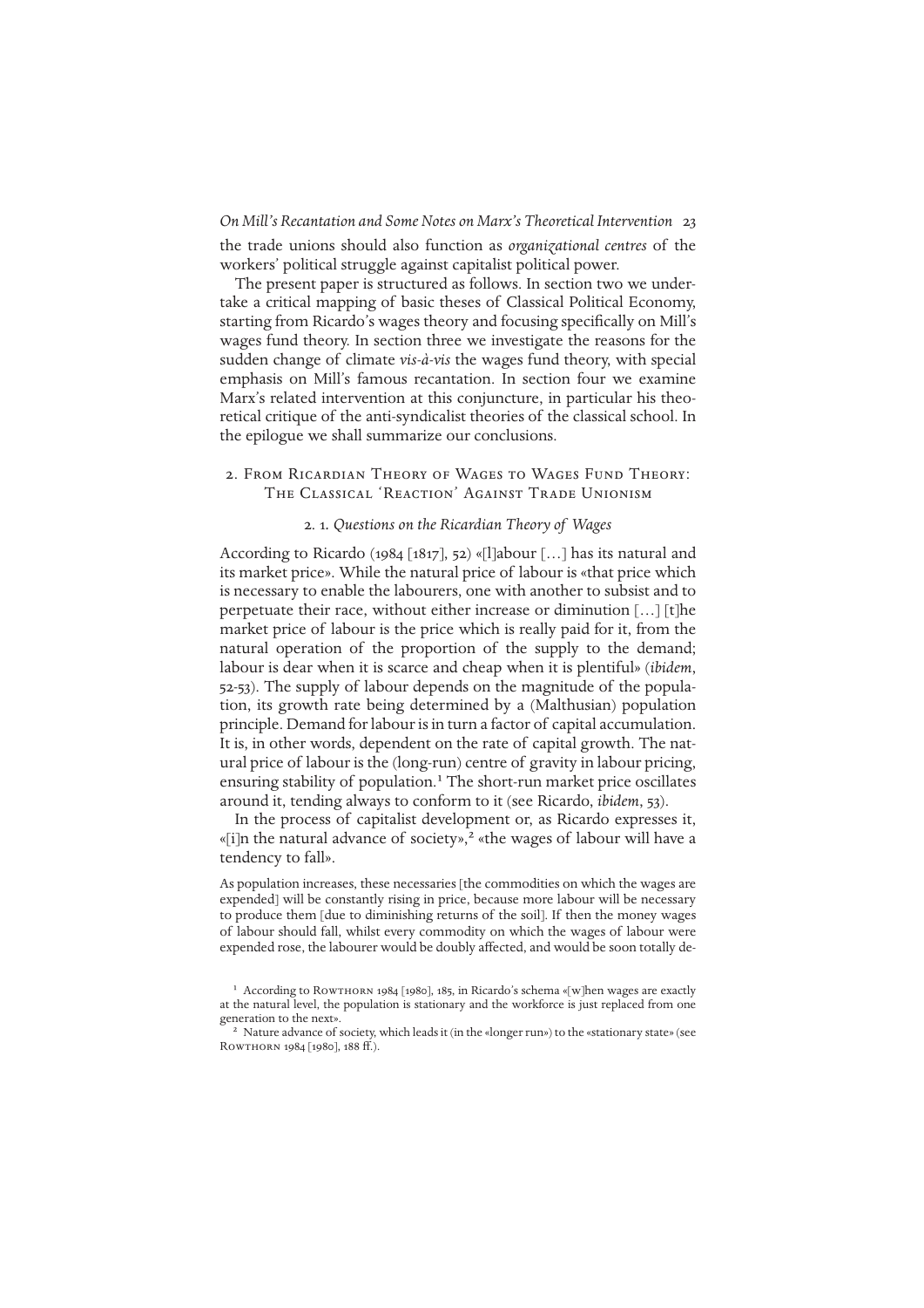the trade unions should also function as *organizational centres* of the workers' political struggle against capitalist political power.

The present paper is structured as follows. In section two we undertake a critical mapping of basic theses of Classical Political Economy, starting from Ricardo's wages theory and focusing specifically on Mill's wages fund theory. In section three we investigate the reasons for the sudden change of climate *vis-à-vis* the wages fund theory, with special emphasis on Mill's famous recantation. In section four we examine Marx's related intervention at this conjuncture, in particular his theoretical critique of the anti-syndicalist theories of the classical school. In the epilogue we shall summarize our conclusions.

## 2. From Ricardian Theory of Wages to Wages Fund Theory: The Classical 'Reaction' Against Trade Unionism

### 2. 1. *Questions on the Ricardian Theory of Wages*

According to Ricardo (1984 [1817], 52) «[l]abour […] has its natural and its market price». While the natural price of labour is «that price which is necessary to enable the labourers, one with another to subsist and to perpetuate their race, without either increase or diminution […] [t]he market price of labour is the price which is really paid for it, from the natural operation of the proportion of the supply to the demand; labour is dear when it is scarce and cheap when it is plentiful» (*ibidem*, 52-53). The supply of labour depends on the magnitude of the population, its growth rate being determined by a (Malthusian) population principle. Demand for labour is in turn a factor of capital accumulation. It is, in other words, dependent on the rate of capital growth. The natural price of labour is the (long-run) centre of gravity in labour pricing, ensuring stability of population.[1] The short-run market price oscillates around it, tending always to conform to it (see Ricardo, *ibidem*, 53).

In the process of capitalist development or, as Ricardo expresses it, «[i]n the natural advance of society»,[2] «the wages of labour will have a tendency to fall».

As population increases, these necessaries [the commodities on which the wages are expended] will be constantly rising in price, because more labour will be necessary to produce them [due to diminishing returns of the soil]. If then the money wages of labour should fall, whilst every commodity on which the wages of labour were expended rose, the labourer would be doubly affected, and would be soon totally de-

---

[1] According to Rowthorn 1984 [1980], 185, in Ricardo's schema «[w]hen wages are exactly at the natural level, the population is stationary and the workforce is just replaced from one generation to the next».

[2] Nature advance of society, which leads it (in the «longer run») to the «stationary state» (see Rowthorn 1984 [1980], 188 ff.).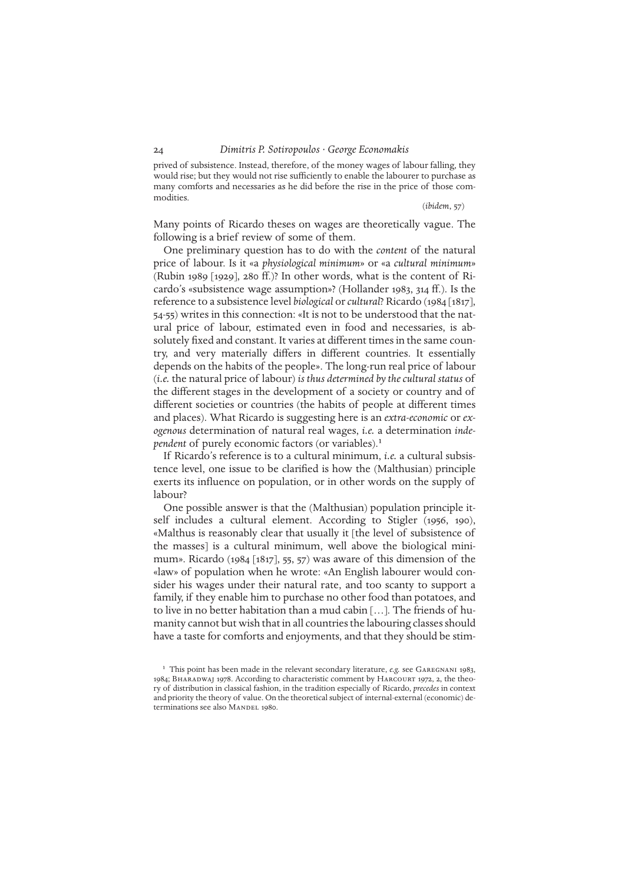prived of subsistence. Instead, therefore, of the money wages of labour falling, they would rise; but they would not rise sufficiently to enable the labourer to purchase as many comforts and necessaries as he did before the rise in the price of those commodities.

(*ibidem*, 57)

Many points of Ricardo theses on wages are theoretically vague. The following is a brief review of some of them.

One preliminary question has to do with the *content* of the natural price of labour. Is it «a *physiological minimum*» or «a *cultural minimum*» (Rubin 1989 [1929], 280 ff.)? In other words, what is the content of Ricardo's «subsistence wage assumption»? (Hollander 1983, 314 ff.). Is the reference to a subsistence level *biological* or *cultural*? Ricardo (1984 [1817], 54-55) writes in this connection: «It is not to be understood that the natural price of labour, estimated even in food and necessaries, is absolutely fixed and constant. It varies at different times in the same country, and very materially differs in different countries. It essentially depends on the habits of the people». The long-run real price of labour (*i.e.* the natural price of labour) *is thus determined by the cultural status* of the different stages in the development of a society or country and of different societies or countries (the habits of people at different times and places). What Ricardo is suggesting here is an *extra-economic* or *exogenous* determination of natural real wages, *i.e.* a determination *independent* of purely economic factors (or variables).[1]

If Ricardo's reference is to a cultural minimum, *i.e.* a cultural subsistence level, one issue to be clarified is how the (Malthusian) principle exerts its influence on population, or in other words on the supply of labour?

One possible answer is that the (Malthusian) population principle itself includes a cultural element. According to Stigler (1956, 190), «Malthus is reasonably clear that usually it [the level of subsistence of the masses] is a cultural minimum, well above the biological minimum». Ricardo (1984 [1817], 55, 57) was aware of this dimension of the «law» of population when he wrote: «An English labourer would consider his wages under their natural rate, and too scanty to support a family, if they enable him to purchase no other food than potatoes, and to live in no better habitation than a mud cabin [...]. The friends of humanity cannot but wish that in all countries the labouring classes should have a taste for comforts and enjoyments, and that they should be stim-

[1] This point has been made in the relevant secondary literature, *e.g.* see Garegnani 1983, 1984; Bharadwaj 1978. According to characteristic comment by Harcourt 1972, 2, the theory of distribution in classical fashion, in the tradition especially of Ricardo, *precedes* in context and priority the theory of value. On the theoretical subject of internal-external (economic) determinations see also Mandel 1980.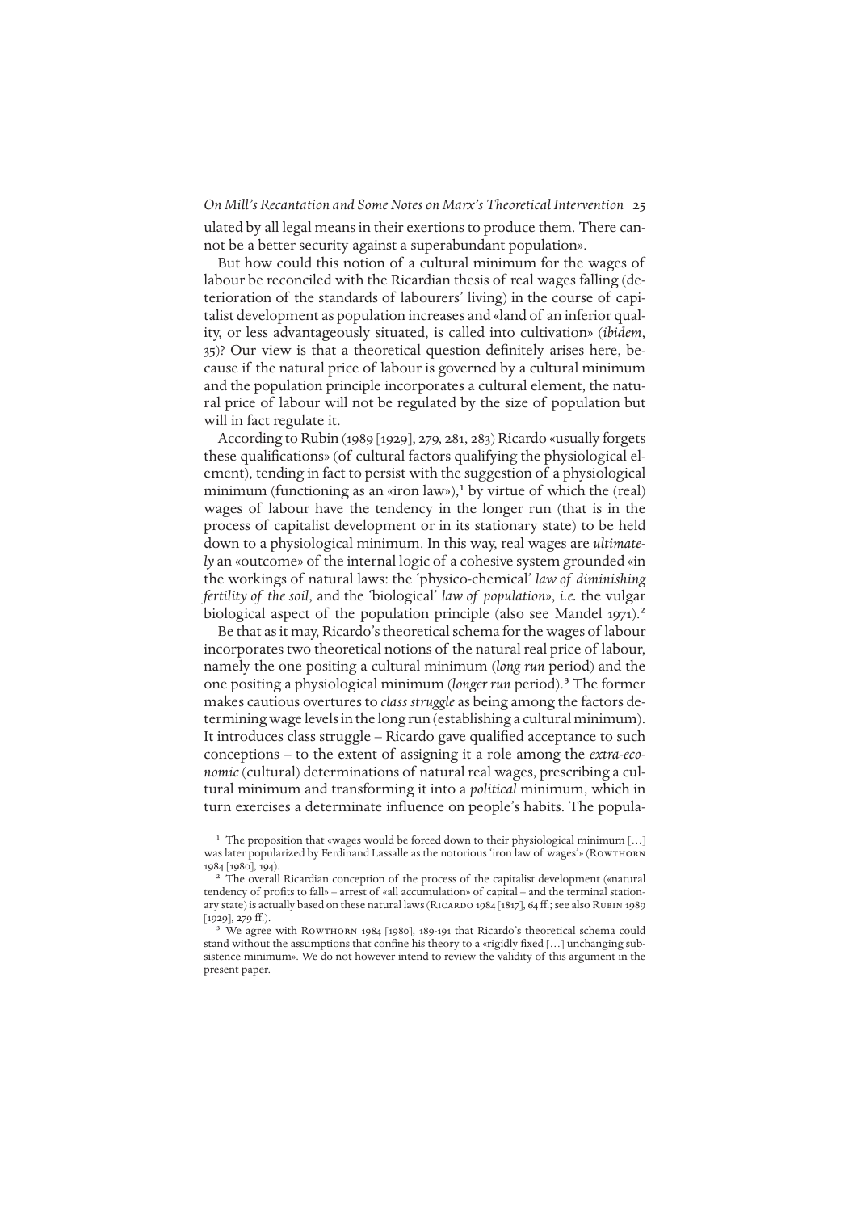ulated by all legal means in their exertions to produce them. There cannot be a better security against a superabundant population».

But how could this notion of a cultural minimum for the wages of labour be reconciled with the Ricardian thesis of real wages falling (deterioration of the standards of labourers' living) in the course of capitalist development as population increases and «land of an inferior quality, or less advantageously situated, is called into cultivation» (*ibidem*, 35)? Our view is that a theoretical question definitely arises here, because if the natural price of labour is governed by a cultural minimum and the population principle incorporates a cultural element, the natural price of labour will not be regulated by the size of population but will in fact regulate it.

According to Rubin (1989 [1929], 279, 281, 283) Ricardo «usually forgets these qualifications» (of cultural factors qualifying the physiological element), tending in fact to persist with the suggestion of a physiological minimum (functioning as an «iron law»),[1] by virtue of which the (real) wages of labour have the tendency in the longer run (that is in the process of capitalist development or in its stationary state) to be held down to a physiological minimum. In this way, real wages are *ultimately* an «outcome» of the internal logic of a cohesive system grounded «in the workings of natural laws: the 'physico-chemical' *law of diminishing fertility of the soil*, and the 'biological' *law of population*», *i.e.* the vulgar biological aspect of the population principle (also see Mandel 1971).[2]

Be that as it may, Ricardo's theoretical schema for the wages of labour incorporates two theoretical notions of the natural real price of labour, namely the one positing a cultural minimum (*long run* period) and the one positing a physiological minimum (*longer run* period).[3] The former makes cautious overtures to *class struggle* as being among the factors determining wage levels in the long run (establishing a cultural minimum). It introduces class struggle – Ricardo gave qualified acceptance to such conceptions – to the extent of assigning it a role among the *extra-economic* (cultural) determinations of natural real wages, prescribing a cultural minimum and transforming it into a *political* minimum, which in turn exercises a determinate influence on people's habits. The popula-

[1] The proposition that «wages would be forced down to their physiological minimum […] was later popularized by Ferdinand Lassalle as the notorious 'iron law of wages'» (Rowthorn 1984 [1980], 194).

[2] The overall Ricardian conception of the process of the capitalist development («natural tendency of profits to fall» – arrest of «all accumulation» of capital – and the terminal stationary state) is actually based on these natural laws (Ricardo 1984 [1817], 64 ff.; see also Rubin 1989 [1929], 279 ff.).

[3] We agree with Rowthorn 1984 [1980], 189-191 that Ricardo's theoretical schema could stand without the assumptions that confine his theory to a «rigidly fixed […] unchanging subsistence minimum». We do not however intend to review the validity of this argument in the present paper.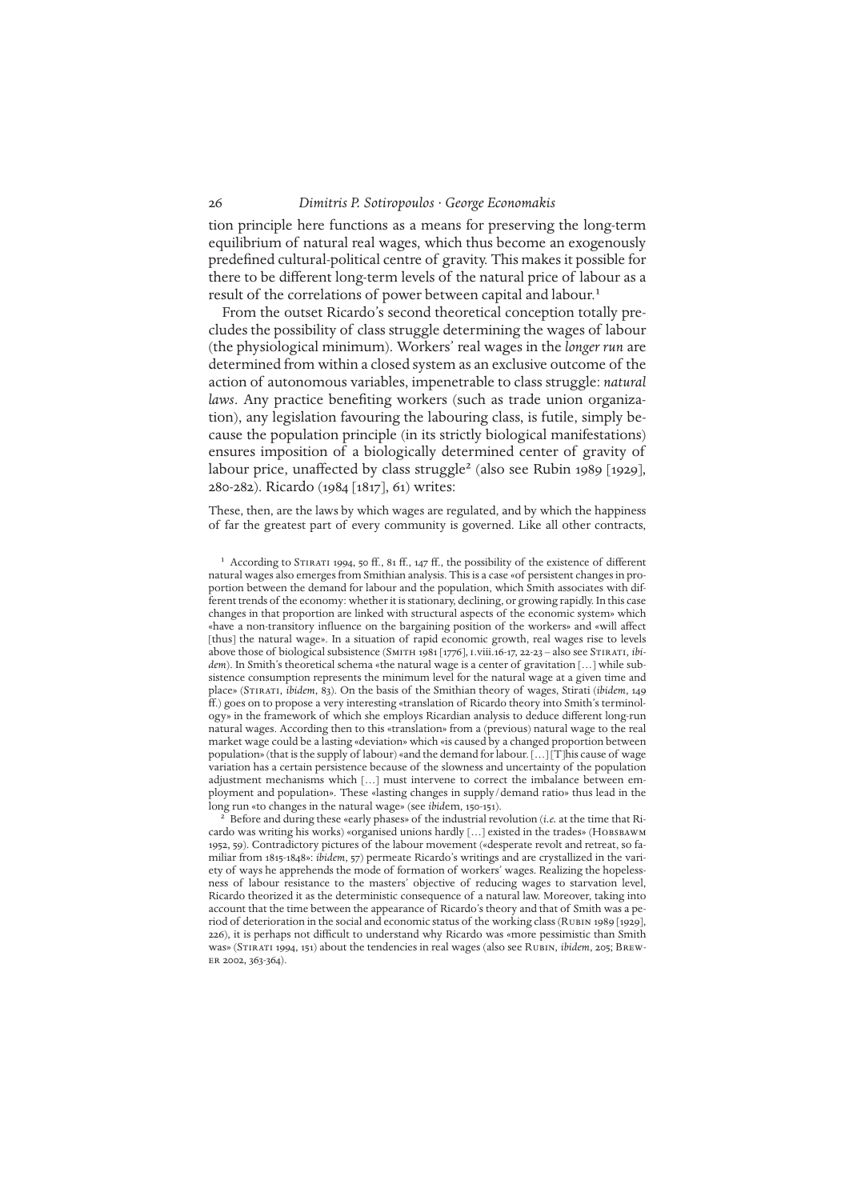tion principle here functions as a means for preserving the long-term equilibrium of natural real wages, which thus become an exogenously predefined cultural-political centre of gravity. This makes it possible for there to be different long-term levels of the natural price of labour as a result of the correlations of power between capital and labour.[1]

From the outset Ricardo's second theoretical conception totally precludes the possibility of class struggle determining the wages of labour (the physiological minimum). Workers' real wages in the *longer run* are determined from within a closed system as an exclusive outcome of the action of autonomous variables, impenetrable to class struggle: *natural laws*. Any practice benefiting workers (such as trade union organization), any legislation favouring the labouring class, is futile, simply because the population principle (in its strictly biological manifestations) ensures imposition of a biologically determined center of gravity of labour price, unaffected by class struggle[2] (also see Rubin 1989 [1929], 280-282). Ricardo (1984 [1817], 61) writes:

These, then, are the laws by which wages are regulated, and by which the happiness of far the greatest part of every community is governed. Like all other contracts,

[1] According to Stirati 1994, 50 ff., 81 ff., 147 ff., the possibility of the existence of different natural wages also emerges from Smithian analysis. This is a case «of persistent changes in proportion between the demand for labour and the population, which Smith associates with different trends of the economy: whether it is stationary, declining, or growing rapidly. In this case changes in that proportion are linked with structural aspects of the economic system» which «have a non-transitory influence on the bargaining position of the workers» and «will affect [thus] the natural wage». In a situation of rapid economic growth, real wages rise to levels above those of biological subsistence (Smith 1981 [1776], i.viii.16-17, 22-23 – also see Stirati, *ibidem*). In Smith's theoretical schema «the natural wage is a center of gravitation [...] while subsistence consumption represents the minimum level for the natural wage at a given time and place» (Stirati, *ibidem*, 83). On the basis of the Smithian theory of wages, Stirati (*ibidem*, 149 ff.) goes on to propose a very interesting «translation of Ricardo theory into Smith's terminology» in the framework of which she employs Ricardian analysis to deduce different long-run natural wages. According then to this «translation» from a (previous) natural wage to the real market wage could be a lasting «deviation» which «is caused by a changed proportion between population» (that is the supply of labour) «and the demand for labour. [...] [T]his cause of wage variation has a certain persistence because of the slowness and uncertainty of the population adjustment mechanisms which [...] must intervene to correct the imbalance between employment and population». These «lasting changes in supply/demand ratio» thus lead in the long run «to changes in the natural wage» (see *ibidem*, 150-151).

[2] Before and during these «early phases» of the industrial revolution (*i.e.* at the time that Ricardo was writing his works) «organised unions hardly [...] existed in the trades» (Hobsbawm 1952, 59). Contradictory pictures of the labour movement («desperate revolt and retreat, so familiar from 1815-1848»: *ibidem*, 57) permeate Ricardo's writings and are crystallized in the variety of ways he apprehends the mode of formation of workers' wages. Realizing the hopelessness of labour resistance to the masters' objective of reducing wages to starvation level, Ricardo theorized it as the deterministic consequence of a natural law. Moreover, taking into account that the time between the appearance of Ricardo's theory and that of Smith was a period of deterioration in the social and economic status of the working class (Rubin 1989 [1929], 226), it is perhaps not difficult to understand why Ricardo was «more pessimistic than Smith was» (Stirati 1994, 151) about the tendencies in real wages (also see Rubin, *ibidem*, 205; Brewer 2002, 363-364).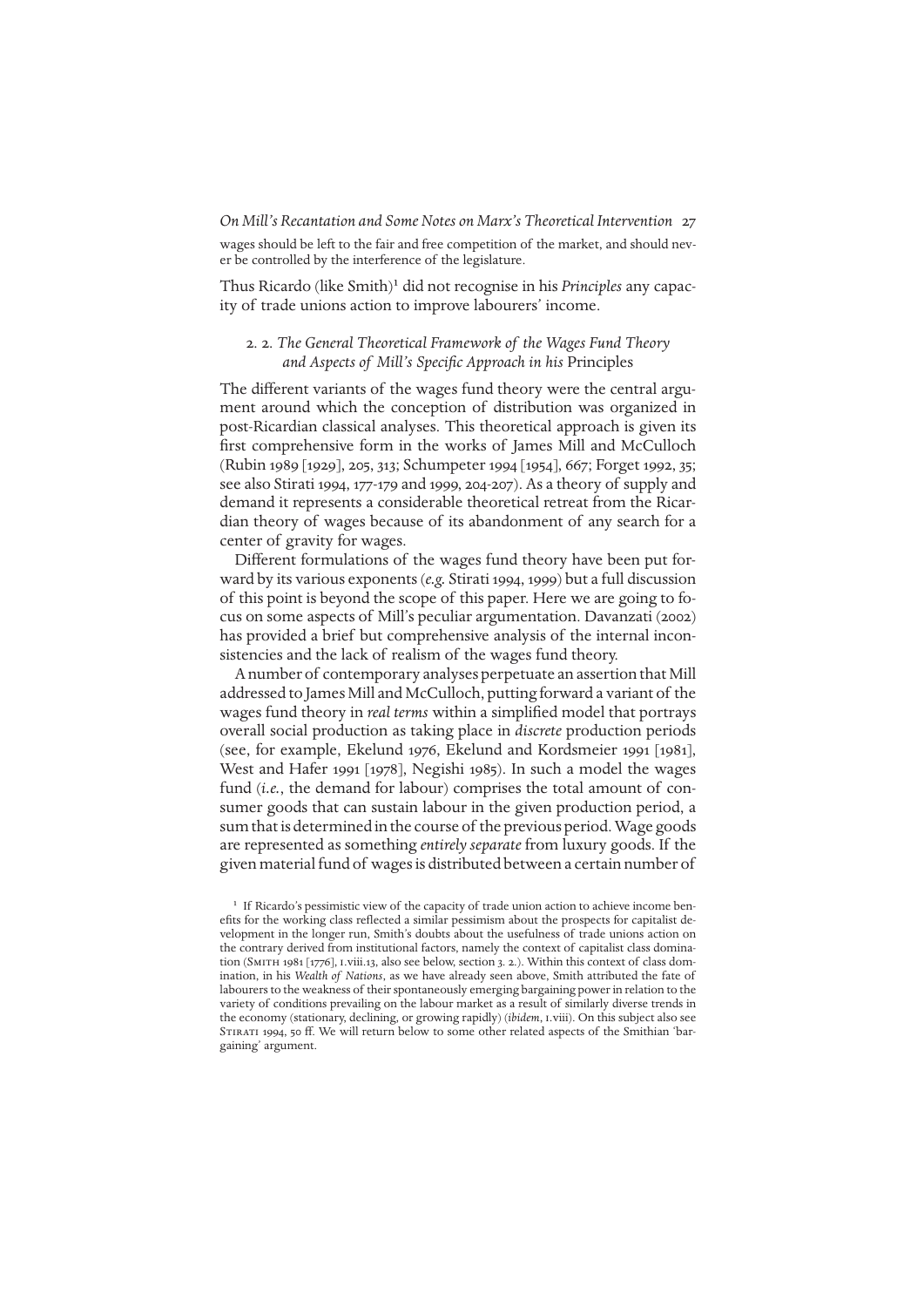wages should be left to the fair and free competition of the market, and should never be controlled by the interference of the legislature.

Thus Ricardo (like Smith)[1] did not recognise in his *Principles* any capacity of trade unions action to improve labourers' income.

### 2. 2. *The General Theoretical Framework of the Wages Fund Theory and Aspects of Mill's Specific Approach in his* Principles

The different variants of the wages fund theory were the central argument around which the conception of distribution was organized in post-Ricardian classical analyses. This theoretical approach is given its first comprehensive form in the works of James Mill and McCulloch (Rubin 1989 [1929], 205, 313; Schumpeter 1994 [1954], 667; Forget 1992, 35; see also Stirati 1994, 177-179 and 1999, 204-207). As a theory of supply and demand it represents a considerable theoretical retreat from the Ricardian theory of wages because of its abandonment of any search for a center of gravity for wages.

Different formulations of the wages fund theory have been put forward by its various exponents (*e.g.* Stirati 1994, 1999) but a full discussion of this point is beyond the scope of this paper. Here we are going to focus on some aspects of Mill's peculiar argumentation. Davanzati (2002) has provided a brief but comprehensive analysis of the internal inconsistencies and the lack of realism of the wages fund theory.

A number of contemporary analyses perpetuate an assertion that Mill addressed to James Mill and McCulloch, putting forward a variant of the wages fund theory in *real terms* within a simplified model that portrays overall social production as taking place in *discrete* production periods (see, for example, Ekelund 1976, Ekelund and Kordsmeier 1991 [1981], West and Hafer 1991 [1978], Negishi 1985). In such a model the wages fund (*i.e.*, the demand for labour) comprises the total amount of consumer goods that can sustain labour in the given production period, a sum that is determined in the course of the previous period. Wage goods are represented as something *entirely separate* from luxury goods. If the given material fund of wages is distributed between a certain number of

[1] If Ricardo's pessimistic view of the capacity of trade union action to achieve income benefits for the working class reflected a similar pessimism about the prospects for capitalist development in the longer run, Smith's doubts about the usefulness of trade unions action on the contrary derived from institutional factors, namely the context of capitalist class domination (Smith 1981 [1776], i.viii.13, also see below, section 3. 2.). Within this context of class domination, in his *Wealth of Nations*, as we have already seen above, Smith attributed the fate of labourers to the weakness of their spontaneously emerging bargaining power in relation to the variety of conditions prevailing on the labour market as a result of similarly diverse trends in the economy (stationary, declining, or growing rapidly) (*ibidem*, i.viii). On this subject also see Stirati 1994, 50 ff. We will return below to some other related aspects of the Smithian 'bargaining' argument.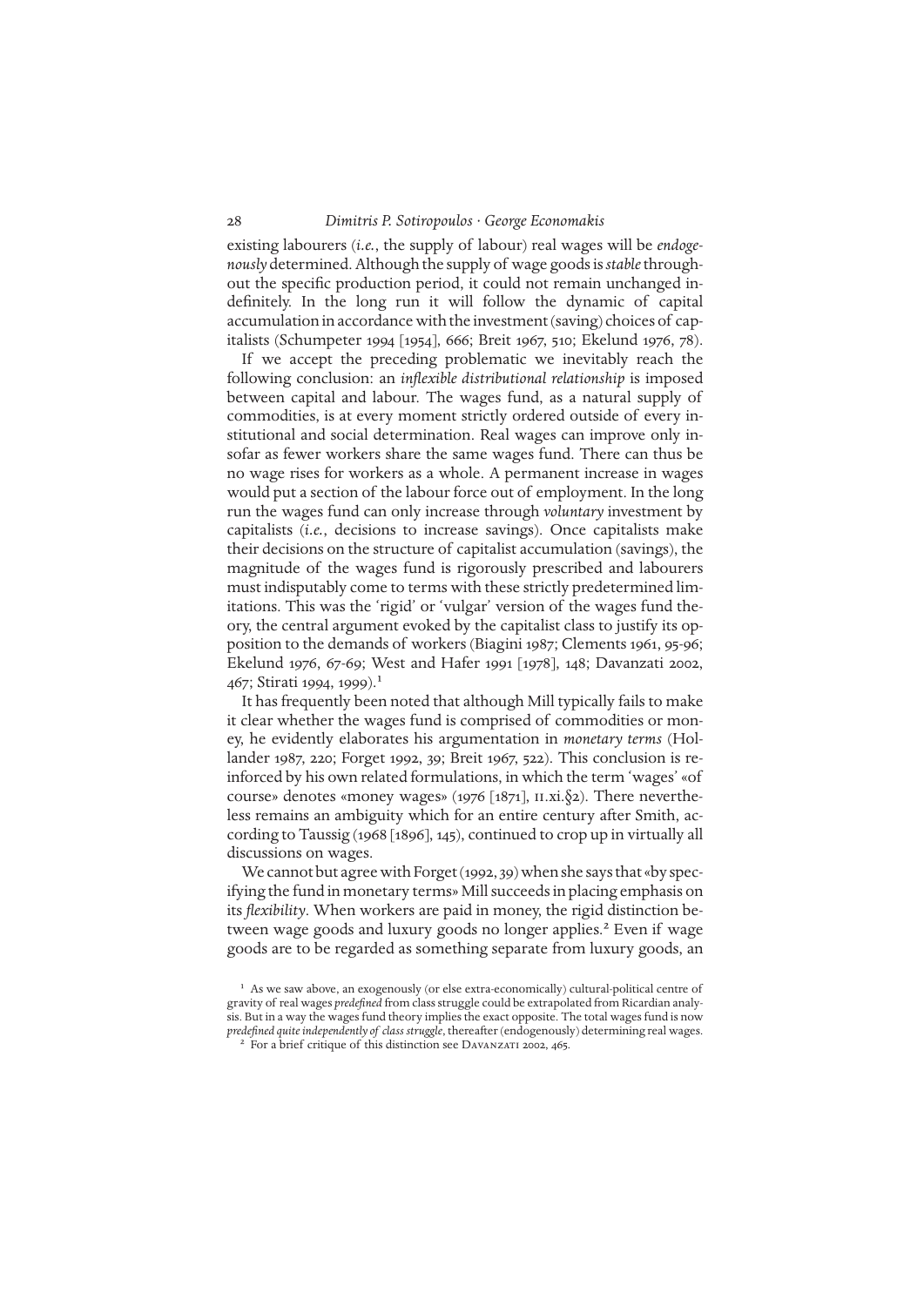existing labourers (*i.e.*, the supply of labour) real wages will be *endogenously* determined. Although the supply of wage goods is *stable* throughout the specific production period, it could not remain unchanged indefinitely. In the long run it will follow the dynamic of capital accumulation in accordance with the investment (saving) choices of capitalists (Schumpeter 1994 [1954], 666; Breit 1967, 510; Ekelund 1976, 78).

If we accept the preceding problematic we inevitably reach the following conclusion: an *inflexible distributional relationship* is imposed between capital and labour. The wages fund, as a natural supply of commodities, is at every moment strictly ordered outside of every institutional and social determination. Real wages can improve only insofar as fewer workers share the same wages fund. There can thus be no wage rises for workers as a whole. A permanent increase in wages would put a section of the labour force out of employment. In the long run the wages fund can only increase through *voluntary* investment by capitalists (*i.e.*, decisions to increase savings). Once capitalists make their decisions on the structure of capitalist accumulation (savings), the magnitude of the wages fund is rigorously prescribed and labourers must indisputably come to terms with these strictly predetermined limitations. This was the 'rigid' or 'vulgar' version of the wages fund theory, the central argument evoked by the capitalist class to justify its opposition to the demands of workers (Biagini 1987; Clements 1961, 95-96; Ekelund 1976, 67-69; West and Hafer 1991 [1978], 148; Davanzati 2002, 467; Stirati 1994, 1999).[1]

It has frequently been noted that although Mill typically fails to make it clear whether the wages fund is comprised of commodities or money, he evidently elaborates his argumentation in *monetary terms* (Hollander 1987, 220; Forget 1992, 39; Breit 1967, 522). This conclusion is reinforced by his own related formulations, in which the term 'wages' «of course» denotes «money wages» (1976 [1871], II.xi.§2). There nevertheless remains an ambiguity which for an entire century after Smith, according to Taussig (1968 [1896], 145), continued to crop up in virtually all discussions on wages.

We cannot but agree with Forget (1992, 39) when she says that «by specifying the fund in monetary terms» Mill succeeds in placing emphasis on its *flexibility*. When workers are paid in money, the rigid distinction between wage goods and luxury goods no longer applies.[2] Even if wage goods are to be regarded as something separate from luxury goods, an

[1] As we saw above, an exogenously (or else extra-economically) cultural-political centre of gravity of real wages *predefined* from class struggle could be extrapolated from Ricardian analysis. But in a way the wages fund theory implies the exact opposite. The total wages fund is now *predefined quite independently of class struggle*, thereafter (endogenously) determining real wages.

[2] For a brief critique of this distinction see Davanzati 2002, 465.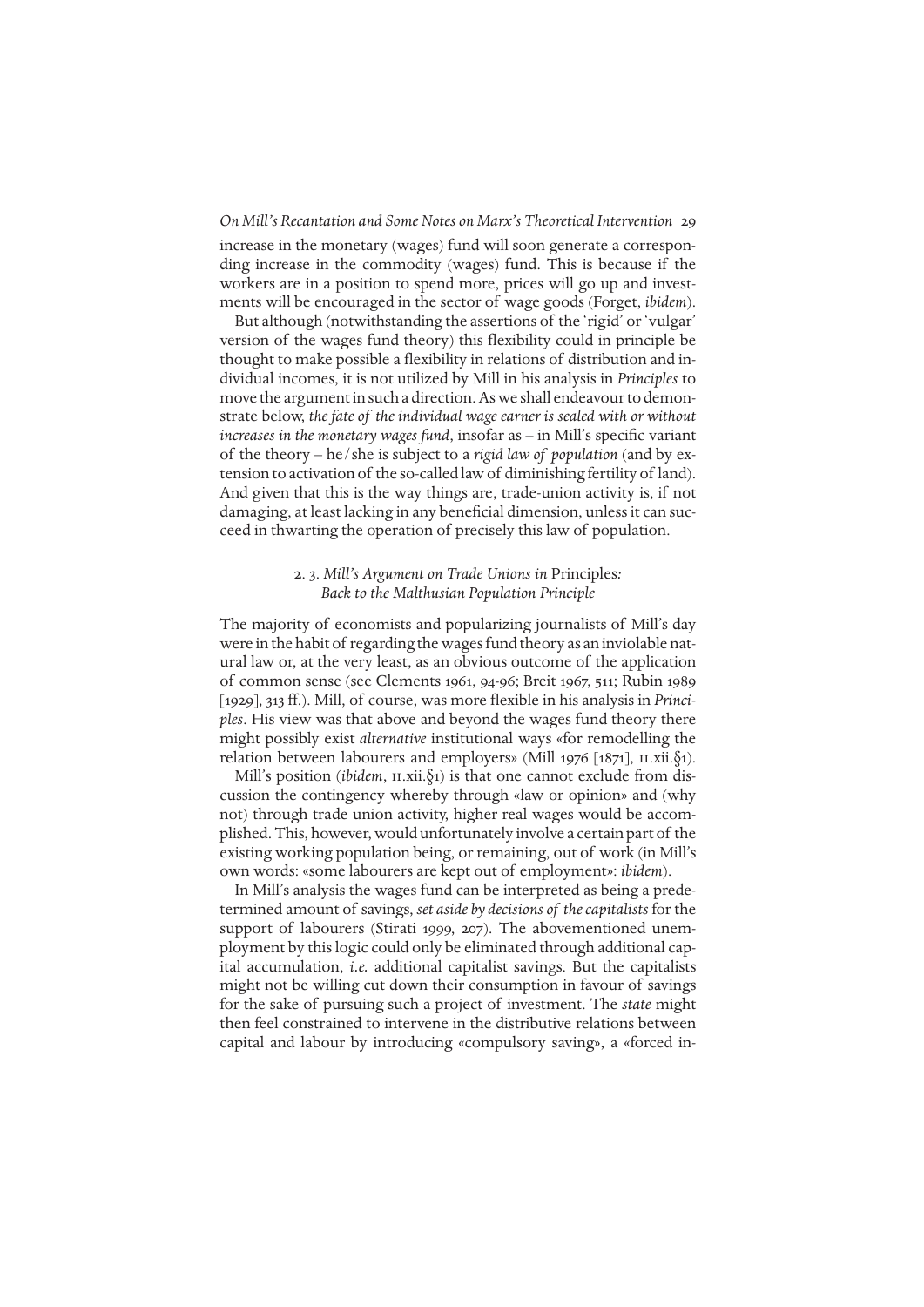increase in the monetary (wages) fund will soon generate a corresponding increase in the commodity (wages) fund. This is because if the workers are in a position to spend more, prices will go up and investments will be encouraged in the sector of wage goods (Forget, *ibidem*).

But although (notwithstanding the assertions of the 'rigid' or 'vulgar' version of the wages fund theory) this flexibility could in principle be thought to make possible a flexibility in relations of distribution and individual incomes, it is not utilized by Mill in his analysis in *Principles* to move the argument in such a direction. As we shall endeavour to demonstrate below, *the fate of the individual wage earner is sealed with or without increases in the monetary wages fund*, insofar as – in Mill's specific variant of the theory – he/she is subject to a *rigid law of population* (and by extension to activation of the so-called law of diminishing fertility of land). And given that this is the way things are, trade-union activity is, if not damaging, at least lacking in any beneficial dimension, unless it can succeed in thwarting the operation of precisely this law of population.

### 2. 3. *Mill's Argument on Trade Unions in* Principles*: Back to the Malthusian Population Principle*

The majority of economists and popularizing journalists of Mill's day were in the habit of regarding the wages fund theory as an inviolable natural law or, at the very least, as an obvious outcome of the application of common sense (see Clements 1961, 94-96; Breit 1967, 511; Rubin 1989 [1929], 313 ff.). Mill, of course, was more flexible in his analysis in *Principles*. His view was that above and beyond the wages fund theory there might possibly exist *alternative* institutional ways «for remodelling the relation between labourers and employers» (Mill 1976 [1871], II.xii.§1).

Mill's position (*ibidem*, II.xii.§1) is that one cannot exclude from discussion the contingency whereby through «law or opinion» and (why not) through trade union activity, higher real wages would be accomplished. This, however, would unfortunately involve a certain part of the existing working population being, or remaining, out of work (in Mill's own words: «some labourers are kept out of employment»: *ibidem*).

In Mill's analysis the wages fund can be interpreted as being a predetermined amount of savings, *set aside by decisions of the capitalists* for the support of labourers (Stirati 1999, 207). The abovementioned unemployment by this logic could only be eliminated through additional capital accumulation, *i.e.* additional capitalist savings. But the capitalists might not be willing cut down their consumption in favour of savings for the sake of pursuing such a project of investment. The *state* might then feel constrained to intervene in the distributive relations between capital and labour by introducing «compulsory saving», a «forced in-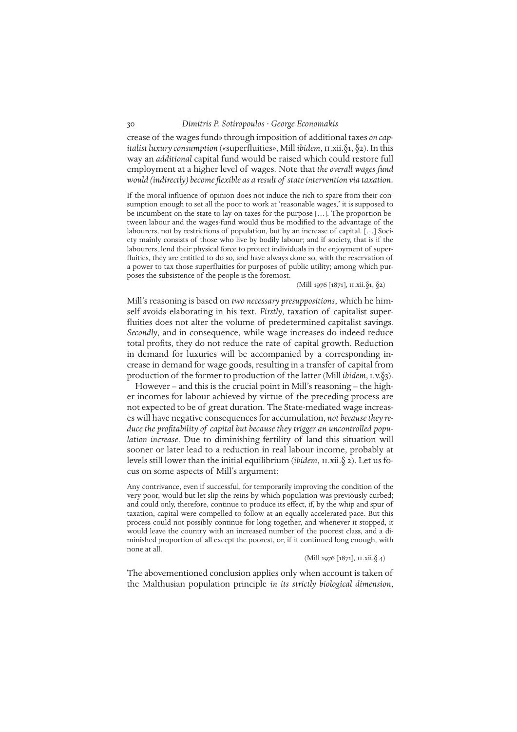crease of the wages fund» through imposition of additional taxes *on capitalist luxury consumption* («superfluities», Mill *ibidem*, II.xii.§1, §2). In this way an *additional* capital fund would be raised which could restore full employment at a higher level of wages. Note that *the overall wages fund would (indirectly) become flexible as a result of state intervention via taxation.*

> If the moral influence of opinion does not induce the rich to spare from their consumption enough to set all the poor to work at 'reasonable wages,' it is supposed to be incumbent on the state to lay on taxes for the purpose […]. The proportion between labour and the wages-fund would thus be modified to the advantage of the labourers, not by restrictions of population, but by an increase of capital. […] Society mainly consists of those who live by bodily labour; and if society, that is if the labourers, lend their physical force to protect individuals in the enjoyment of superfluities, they are entitled to do so, and have always done so, with the reservation of a power to tax those superfluities for purposes of public utility; among which purposes the subsistence of the people is the foremost.
>
> (Mill 1976 [1871], II.xii.§1, §2)

Mill's reasoning is based on *two necessary presuppositions*, which he himself avoids elaborating in his text. *Firstly*, taxation of capitalist superfluities does not alter the volume of predetermined capitalist savings. *Secondly*, and in consequence, while wage increases do indeed reduce total profits, they do not reduce the rate of capital growth. Reduction in demand for luxuries will be accompanied by a corresponding increase in demand for wage goods, resulting in a transfer of capital from production of the former to production of the latter (Mill *ibidem*, I.v.§3).

However – and this is the crucial point in Mill's reasoning – the higher incomes for labour achieved by virtue of the preceding process are not expected to be of great duration. The State-mediated wage increases will have negative consequences for accumulation, *not because they reduce the profitability of capital but because they trigger an uncontrolled population increase*. Due to diminishing fertility of land this situation will sooner or later lead to a reduction in real labour income, probably at levels still lower than the initial equilibrium (*ibidem*, II.xii.§ 2). Let us focus on some aspects of Mill's argument:

> Any contrivance, even if successful, for temporarily improving the condition of the very poor, would but let slip the reins by which population was previously curbed; and could only, therefore, continue to produce its effect, if, by the whip and spur of taxation, capital were compelled to follow at an equally accelerated pace. But this process could not possibly continue for long together, and whenever it stopped, it would leave the country with an increased number of the poorest class, and a diminished proportion of all except the poorest, or, if it continued long enough, with none at all.
>
> (Mill 1976 [1871], II.xii.§ 4)

The abovementioned conclusion applies only when account is taken of the Malthusian population principle *in its strictly biological dimension*,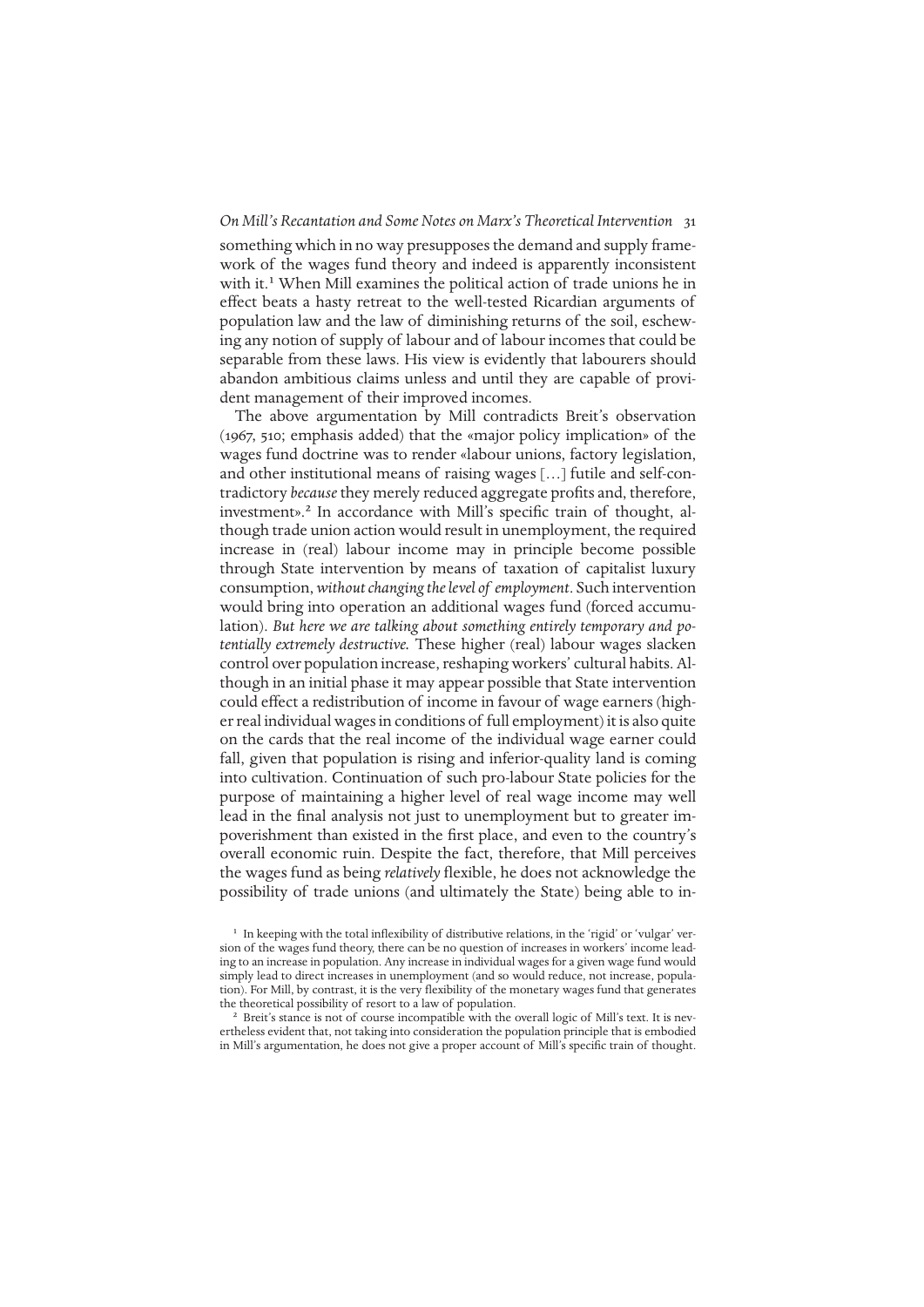something which in no way presupposes the demand and supply framework of the wages fund theory and indeed is apparently inconsistent with it.[1] When Mill examines the political action of trade unions he in effect beats a hasty retreat to the well-tested Ricardian arguments of population law and the law of diminishing returns of the soil, eschewing any notion of supply of labour and of labour incomes that could be separable from these laws. His view is evidently that labourers should abandon ambitious claims unless and until they are capable of provident management of their improved incomes.

The above argumentation by Mill contradicts Breit's observation (1967, 510; emphasis added) that the «major policy implication» of the wages fund doctrine was to render «labour unions, factory legislation, and other institutional means of raising wages […] futile and self-contradictory *because* they merely reduced aggregate profits and, therefore, investment».[2] In accordance with Mill's specific train of thought, although trade union action would result in unemployment, the required increase in (real) labour income may in principle become possible through State intervention by means of taxation of capitalist luxury consumption, *without changing the level of employment*. Such intervention would bring into operation an additional wages fund (forced accumulation). *But here we are talking about something entirely temporary and potentially extremely destructive.* These higher (real) labour wages slacken control over population increase, reshaping workers' cultural habits. Although in an initial phase it may appear possible that State intervention could effect a redistribution of income in favour of wage earners (higher real individual wages in conditions of full employment) it is also quite on the cards that the real income of the individual wage earner could fall, given that population is rising and inferior-quality land is coming into cultivation. Continuation of such pro-labour State policies for the purpose of maintaining a higher level of real wage income may well lead in the final analysis not just to unemployment but to greater impoverishment than existed in the first place, and even to the country's overall economic ruin. Despite the fact, therefore, that Mill perceives the wages fund as being *relatively* flexible, he does not acknowledge the possibility of trade unions (and ultimately the State) being able to in-

[1] In keeping with the total inflexibility of distributive relations, in the 'rigid' or 'vulgar' version of the wages fund theory, there can be no question of increases in workers' income leading to an increase in population. Any increase in individual wages for a given wage fund would simply lead to direct increases in unemployment (and so would reduce, not increase, population). For Mill, by contrast, it is the very flexibility of the monetary wages fund that generates the theoretical possibility of resort to a law of population.

[2] Breit's stance is not of course incompatible with the overall logic of Mill's text. It is nevertheless evident that, not taking into consideration the population principle that is embodied in Mill's argumentation, he does not give a proper account of Mill's specific train of thought.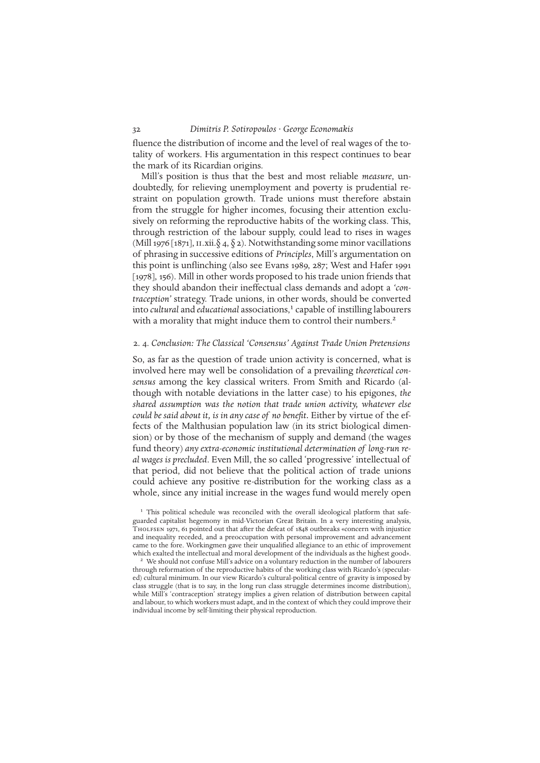fluence the distribution of income and the level of real wages of the totality of workers. His argumentation in this respect continues to bear the mark of its Ricardian origins.

Mill's position is thus that the best and most reliable *measure*, undoubtedly, for relieving unemployment and poverty is prudential restraint on population growth. Trade unions must therefore abstain from the struggle for higher incomes, focusing their attention exclusively on reforming the reproductive habits of the working class. This, through restriction of the labour supply, could lead to rises in wages (Mill 1976 [1871], II.xii.§ 4, § 2). Notwithstanding some minor vacillations of phrasing in successive editions of *Principles*, Mill's argumentation on this point is unflinching (also see Evans 1989, 287; West and Hafer 1991 [1978], 156). Mill in other words proposed to his trade union friends that they should abandon their ineffectual class demands and adopt a *'contraception'* strategy. Trade unions, in other words, should be converted into *cultural* and *educational* associations,[1] capable of instilling labourers with a morality that might induce them to control their numbers.[2]

### 2. 4. *Conclusion: The Classical 'Consensus' Against Trade Union Pretensions*

So, as far as the question of trade union activity is concerned, what is involved here may well be consolidation of a prevailing *theoretical consensus* among the key classical writers. From Smith and Ricardo (although with notable deviations in the latter case) to his epigones, *the shared assumption was the notion that trade union activity, whatever else could be said about it, is in any case of no benefit*. Either by virtue of the effects of the Malthusian population law (in its strict biological dimension) or by those of the mechanism of supply and demand (the wages fund theory) *any extra-economic institutional determination of long-run real wages is precluded*. Even Mill, the so called 'progressive' intellectual of that period, did not believe that the political action of trade unions could achieve any positive re-distribution for the working class as a whole, since any initial increase in the wages fund would merely open

[1] This political schedule was reconciled with the overall ideological platform that safeguarded capitalist hegemony in mid-Victorian Great Britain. In a very interesting analysis, Tholfsen 1971, 61 pointed out that after the defeat of 1848 outbreaks «concern with injustice and inequality receded, and a preoccupation with personal improvement and advancement came to the fore. Workingmen gave their unqualified allegiance to an ethic of improvement which exalted the intellectual and moral development of the individuals as the highest good».

[2] We should not confuse Mill's advice on a voluntary reduction in the number of labourers through reformation of the reproductive habits of the working class with Ricardo's (speculated) cultural minimum. In our view Ricardo's cultural-political centre of gravity is imposed by class struggle (that is to say, in the long run class struggle determines income distribution), while Mill's 'contraception' strategy implies a given relation of distribution between capital and labour, to which workers must adapt, and in the context of which they could improve their individual income by self-limiting their physical reproduction.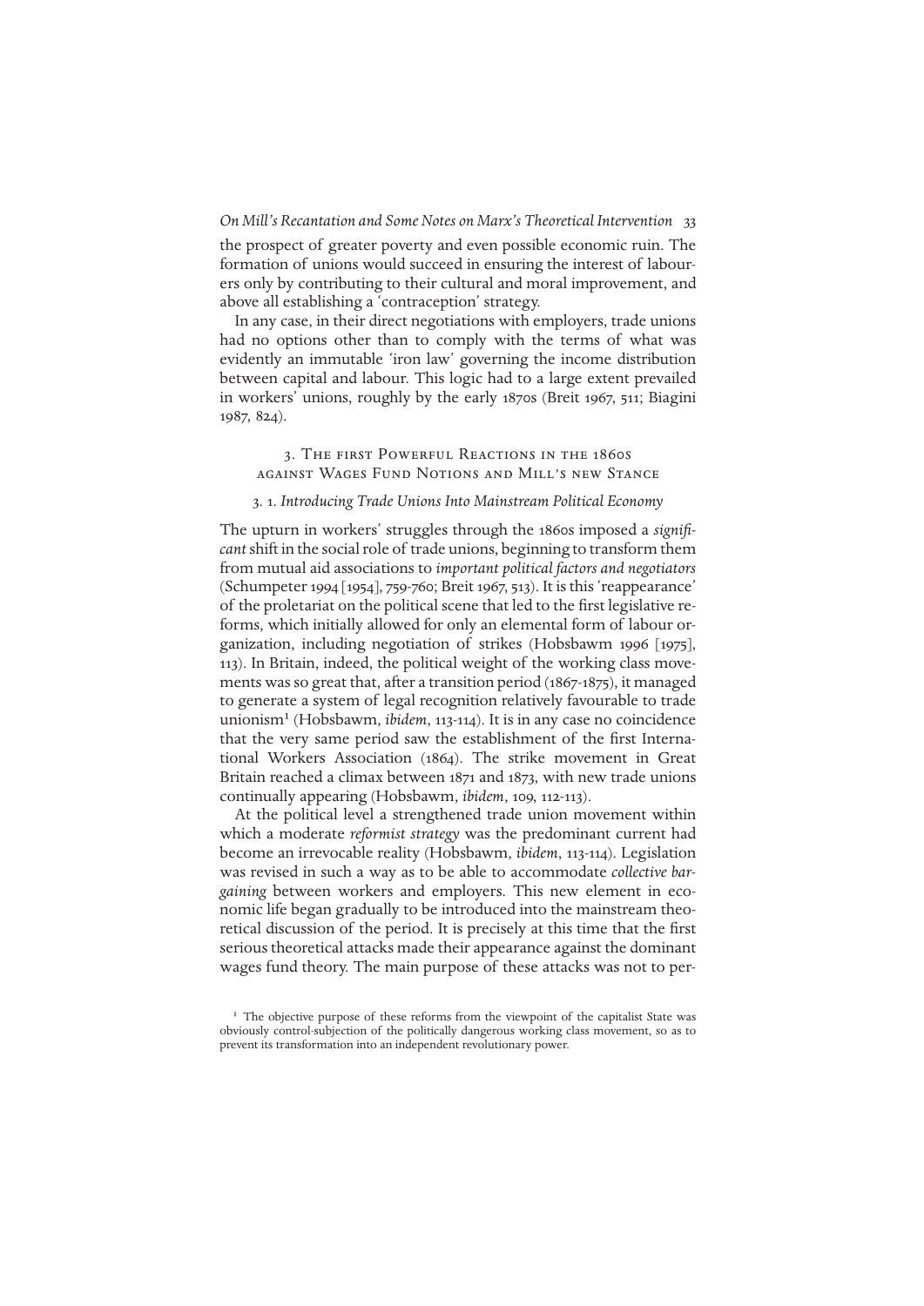the prospect of greater poverty and even possible economic ruin. The formation of unions would succeed in ensuring the interest of labourers only by contributing to their cultural and moral improvement, and above all establishing a 'contraception' strategy.

In any case, in their direct negotiations with employers, trade unions had no options other than to comply with the terms of what was evidently an immutable 'iron law' governing the income distribution between capital and labour. This logic had to a large extent prevailed in workers' unions, roughly by the early 1870s (Breit 1967, 511; Biagini 1987, 824).

## 3. The first Powerful Reactions in the 1860s against Wages Fund Notions and Mill's new Stance

### 3. 1. *Introducing Trade Unions Into Mainstream Political Economy*

The upturn in workers' struggles through the 1860s imposed a *significant* shift in the social role of trade unions, beginning to transform them from mutual aid associations to *important political factors and negotiators* (Schumpeter 1994 [1954], 759-760; Breit 1967, 513). It is this 'reappearance' of the proletariat on the political scene that led to the first legislative reforms, which initially allowed for only an elemental form of labour organization, including negotiation of strikes (Hobsbawm 1996 [1975], 113). In Britain, indeed, the political weight of the working class movements was so great that, after a transition period (1867-1875), it managed to generate a system of legal recognition relatively favourable to trade unionism[1] (Hobsbawm, *ibidem*, 113-114). It is in any case no coincidence that the very same period saw the establishment of the first International Workers Association (1864). The strike movement in Great Britain reached a climax between 1871 and 1873, with new trade unions continually appearing (Hobsbawm, *ibidem*, 109, 112-113).

At the political level a strengthened trade union movement within which a moderate *reformist strategy* was the predominant current had become an irrevocable reality (Hobsbawm, *ibidem*, 113-114). Legislation was revised in such a way as to be able to accommodate *collective bargaining* between workers and employers. This new element in economic life began gradually to be introduced into the mainstream theoretical discussion of the period. It is precisely at this time that the first serious theoretical attacks made their appearance against the dominant wages fund theory. The main purpose of these attacks was not to per-

[1] The objective purpose of these reforms from the viewpoint of the capitalist State was obviously control-subjection of the politically dangerous working class movement, so as to prevent its transformation into an independent revolutionary power.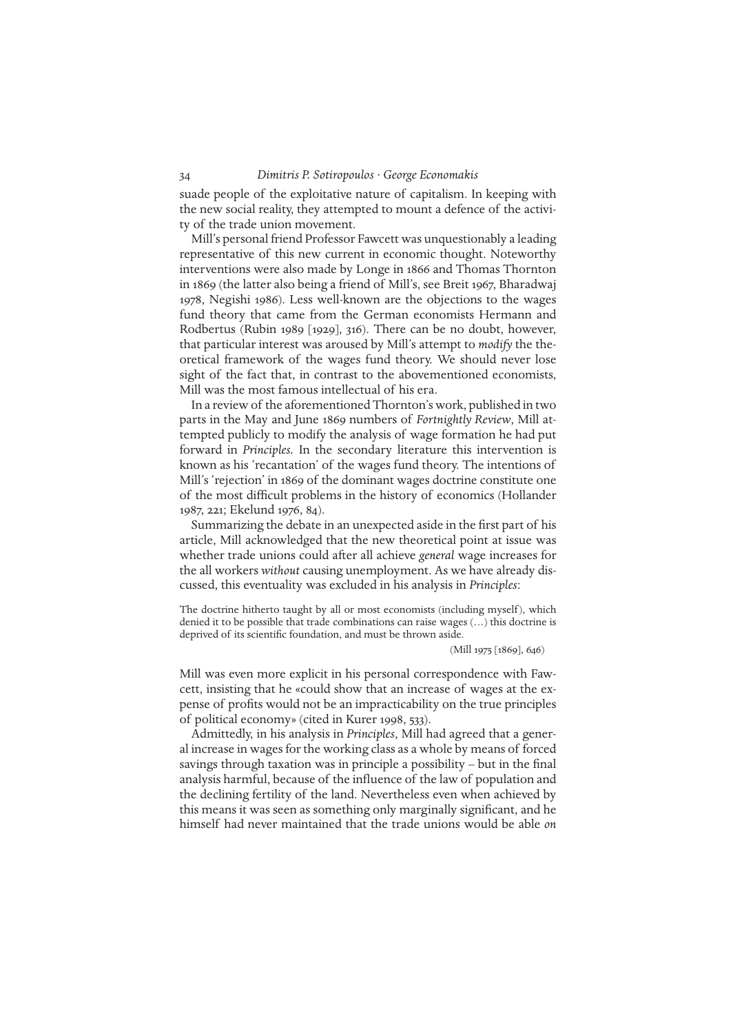suade people of the exploitative nature of capitalism. In keeping with the new social reality, they attempted to mount a defence of the activity of the trade union movement.

Mill's personal friend Professor Fawcett was unquestionably a leading representative of this new current in economic thought. Noteworthy interventions were also made by Longe in 1866 and Thomas Thornton in 1869 (the latter also being a friend of Mill's, see Breit 1967, Bharadwaj 1978, Negishi 1986). Less well-known are the objections to the wages fund theory that came from the German economists Hermann and Rodbertus (Rubin 1989 [1929], 316). There can be no doubt, however, that particular interest was aroused by Mill's attempt to *modify* the theoretical framework of the wages fund theory. We should never lose sight of the fact that, in contrast to the abovementioned economists, Mill was the most famous intellectual of his era.

In a review of the aforementioned Thornton's work, published in two parts in the May and June 1869 numbers of *Fortnightly Review*, Mill attempted publicly to modify the analysis of wage formation he had put forward in *Principles*. In the secondary literature this intervention is known as his 'recantation' of the wages fund theory. The intentions of Mill's 'rejection' in 1869 of the dominant wages doctrine constitute one of the most difficult problems in the history of economics (Hollander 1987, 221; Ekelund 1976, 84).

Summarizing the debate in an unexpected aside in the first part of his article, Mill acknowledged that the new theoretical point at issue was whether trade unions could after all achieve *general* wage increases for the all workers *without* causing unemployment. As we have already discussed, this eventuality was excluded in his analysis in *Principles*:

> The doctrine hitherto taught by all or most economists (including myself), which denied it to be possible that trade combinations can raise wages (…) this doctrine is deprived of its scientific foundation, and must be thrown aside.
>
> (Mill 1975 [1869], 646)

Mill was even more explicit in his personal correspondence with Fawcett, insisting that he «could show that an increase of wages at the expense of profits would not be an impracticability on the true principles of political economy» (cited in Kurer 1998, 533).

Admittedly, in his analysis in *Principles*, Mill had agreed that a general increase in wages for the working class as a whole by means of forced savings through taxation was in principle a possibility – but in the final analysis harmful, because of the influence of the law of population and the declining fertility of the land. Nevertheless even when achieved by this means it was seen as something only marginally significant, and he himself had never maintained that the trade unions would be able *on*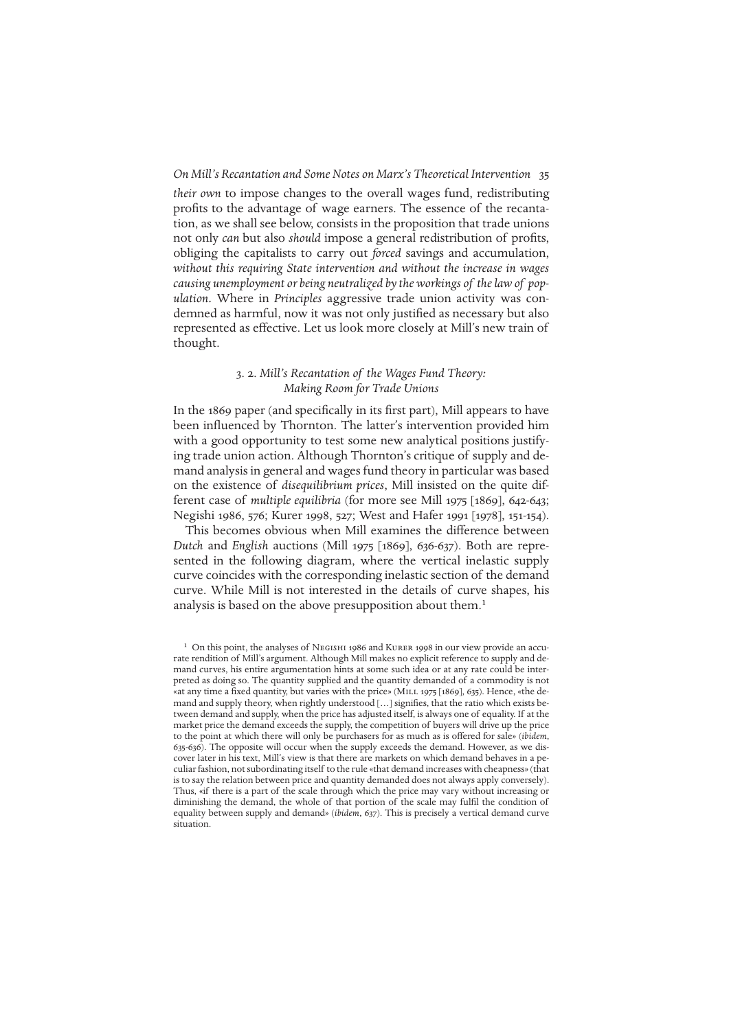*their own* to impose changes to the overall wages fund, redistributing profits to the advantage of wage earners. The essence of the recantation, as we shall see below, consists in the proposition that trade unions not only *can* but also *should* impose a general redistribution of profits, obliging the capitalists to carry out *forced* savings and accumulation, *without this requiring State intervention and without the increase in wages causing unemployment or being neutralized by the workings of the law of population*. Where in *Principles* aggressive trade union activity was condemned as harmful, now it was not only justified as necessary but also represented as effective. Let us look more closely at Mill's new train of thought.

### 3. 2. *Mill's Recantation of the Wages Fund Theory: Making Room for Trade Unions*

In the 1869 paper (and specifically in its first part), Mill appears to have been influenced by Thornton. The latter's intervention provided him with a good opportunity to test some new analytical positions justifying trade union action. Although Thornton's critique of supply and demand analysis in general and wages fund theory in particular was based on the existence of *disequilibrium prices*, Mill insisted on the quite different case of *multiple equilibria* (for more see Mill 1975 [1869], 642-643; Negishi 1986, 576; Kurer 1998, 527; West and Hafer 1991 [1978], 151-154).

This becomes obvious when Mill examines the difference between *Dutch* and *English* auctions (Mill 1975 [1869], 636-637). Both are represented in the following diagram, where the vertical inelastic supply curve coincides with the corresponding inelastic section of the demand curve. While Mill is not interested in the details of curve shapes, his analysis is based on the above presupposition about them.[1]

[1] On this point, the analyses of Negishi 1986 and Kurer 1998 in our view provide an accurate rendition of Mill's argument. Although Mill makes no explicit reference to supply and demand curves, his entire argumentation hints at some such idea or at any rate could be interpreted as doing so. The quantity supplied and the quantity demanded of a commodity is not «at any time a fixed quantity, but varies with the price» (Mill 1975 [1869], 635). Hence, «the demand and supply theory, when rightly understood [...] signifies, that the ratio which exists between demand and supply, when the price has adjusted itself, is always one of equality. If at the market price the demand exceeds the supply, the competition of buyers will drive up the price to the point at which there will only be purchasers for as much as is offered for sale» (*ibidem*, 635-636). The opposite will occur when the supply exceeds the demand. However, as we discover later in his text, Mill's view is that there are markets on which demand behaves in a peculiar fashion, not subordinating itself to the rule «that demand increases with cheapness» (that is to say the relation between price and quantity demanded does not always apply conversely). Thus, «if there is a part of the scale through which the price may vary without increasing or diminishing the demand, the whole of that portion of the scale may fulfil the condition of equality between supply and demand» (*ibidem*, 637). This is precisely a vertical demand curve situation.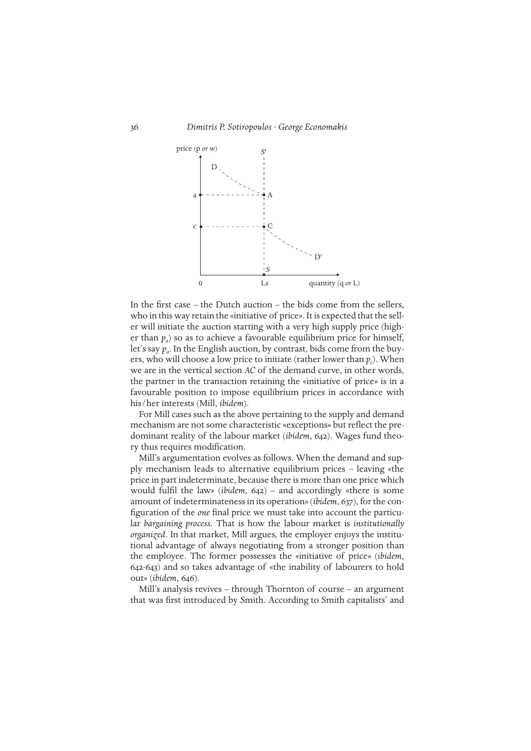In the first case – the Dutch auction – the bids come from the sellers, who in this way retain the «initiative of price». It is expected that the seller will initiate the auction starting with a very high supply price (higher than $p_a$) so as to achieve a favourable equilibrium price for himself, let's say $p_a$. In the English auction, by contrast, bids come from the buyers, who will choose a low price to initiate (rather lower than $p_c$). When we are in the vertical section *AC* of the demand curve, in other words, the partner in the transaction retaining the «initiative of price» is in a favourable position to impose equilibrium prices in accordance with his/her interests (Mill, *ibidem*).

For Mill cases such as the above pertaining to the supply and demand mechanism are not some characteristic «exceptions» but reflect the predominant reality of the labour market (*ibidem*, 642). Wages fund theory thus requires modification.

Mill's argumentation evolves as follows. When the demand and supply mechanism leads to alternative equilibrium prices – leaving «the price in part indeterminate, because there is more than one price which would fulfil the law» (*ibidem*, 642) – and accordingly «there is some amount of indeterminateness in its operation» (*ibidem*, 637), for the configuration of the *one* final price we must take into account the particular *bargaining process.* That is how the labour market is *institutionally organized*. In that market, Mill argues, the employer enjoys the institutional advantage of always negotiating from a stronger position than the employee. The former possesses the «initiative of price» (*ibidem*, 642-643) and so takes advantage of «the inability of labourers to hold out» (*ibidem*, 646).

Mill's analysis revives – through Thornton of course – an argument that was first introduced by Smith. According to Smith capitalists' and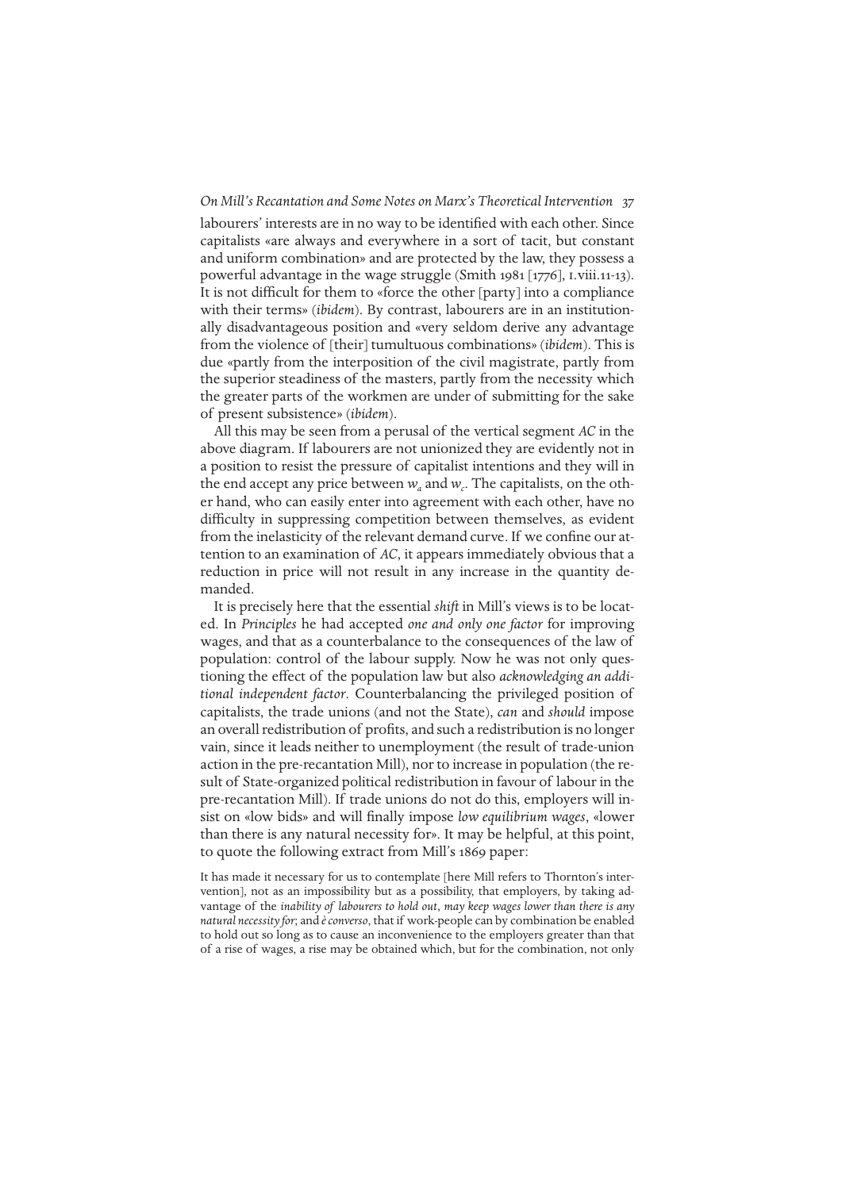labourers' interests are in no way to be identified with each other. Since capitalists «are always and everywhere in a sort of tacit, but constant and uniform combination» and are protected by the law, they possess a powerful advantage in the wage struggle (Smith 1981 [1776], I.viii.11-13). It is not difficult for them to «force the other [party] into a compliance with their terms» (*ibidem*). By contrast, labourers are in an institutionally disadvantageous position and «very seldom derive any advantage from the violence of [their] tumultuous combinations» (*ibidem*). This is due «partly from the interposition of the civil magistrate, partly from the superior steadiness of the masters, partly from the necessity which the greater parts of the workmen are under of submitting for the sake of present subsistence» (*ibidem*).

All this may be seen from a perusal of the vertical segment *AC* in the above diagram. If labourers are not unionized they are evidently not in a position to resist the pressure of capitalist intentions and they will in the end accept any price between $w_a$ and $w_c$. The capitalists, on the other hand, who can easily enter into agreement with each other, have no difficulty in suppressing competition between themselves, as evident from the inelasticity of the relevant demand curve. If we confine our attention to an examination of *AC*, it appears immediately obvious that a reduction in price will not result in any increase in the quantity demanded.

It is precisely here that the essential *shift* in Mill's views is to be located. In *Principles* he had accepted *one and only one factor* for improving wages, and that as a counterbalance to the consequences of the law of population: control of the labour supply. Now he was not only questioning the effect of the population law but also *acknowledging an additional independent factor*. Counterbalancing the privileged position of capitalists, the trade unions (and not the State), *can* and *should* impose an overall redistribution of profits, and such a redistribution is no longer vain, since it leads neither to unemployment (the result of trade-union action in the pre-recantation Mill), nor to increase in population (the result of State-organized political redistribution in favour of labour in the pre-recantation Mill). If trade unions do not do this, employers will insist on «low bids» and will finally impose *low equilibrium wages*, «lower than there is any natural necessity for». It may be helpful, at this point, to quote the following extract from Mill's 1869 paper:

> It has made it necessary for us to contemplate [here Mill refers to Thornton's intervention], not as an impossibility but as a possibility, that employers, by taking advantage of the *inability of labourers to hold out*, *may keep wages lower than there is any natural necessity for*; and *è converso*, that if work-people can by combination be enabled to hold out so long as to cause an inconvenience to the employers greater than that of a rise of wages, a rise may be obtained which, but for the combination, not only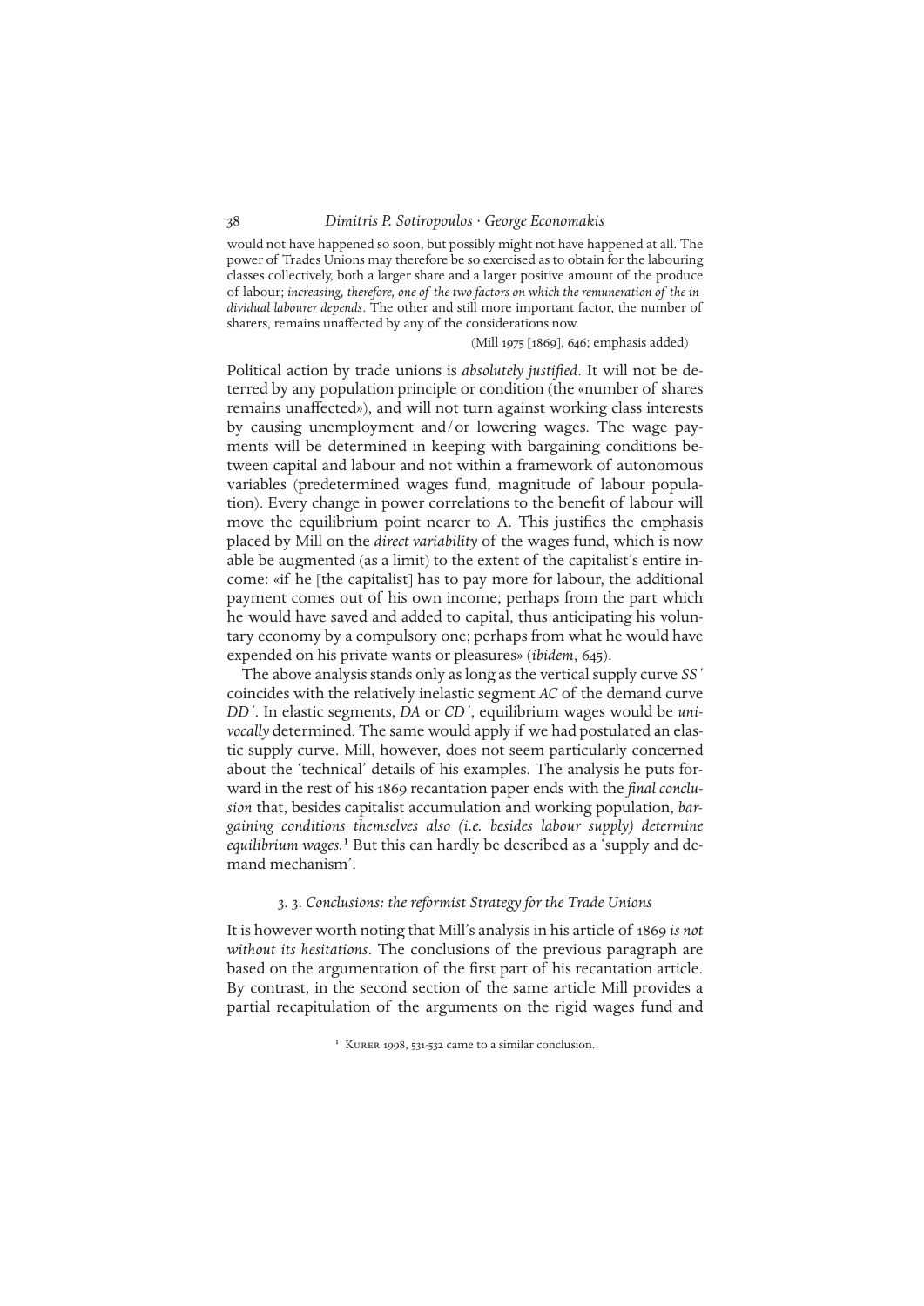would not have happened so soon, but possibly might not have happened at all. The power of Trades Unions may therefore be so exercised as to obtain for the labouring classes collectively, both a larger share and a larger positive amount of the produce of labour; *increasing, therefore, one of the two factors on which the remuneration of the individual labourer depends*. The other and still more important factor, the number of sharers, remains unaffected by any of the considerations now.

(Mill 1975 [1869], 646; emphasis added)

Political action by trade unions is *absolutely justified*. It will not be deterred by any population principle or condition (the «number of shares remains unaffected»), and will not turn against working class interests by causing unemployment and/or lowering wages. The wage payments will be determined in keeping with bargaining conditions between capital and labour and not within a framework of autonomous variables (predetermined wages fund, magnitude of labour population). Every change in power correlations to the benefit of labour will move the equilibrium point nearer to A. This justifies the emphasis placed by Mill on the *direct variability* of the wages fund, which is now able be augmented (as a limit) to the extent of the capitalist's entire income: «if he [the capitalist] has to pay more for labour, the additional payment comes out of his own income; perhaps from the part which he would have saved and added to capital, thus anticipating his voluntary economy by a compulsory one; perhaps from what he would have expended on his private wants or pleasures» (*ibidem*, 645).

The above analysis stands only as long as the vertical supply curve *SS'* coincides with the relatively inelastic segment *AC* of the demand curve *DD'*. In elastic segments, *DA* or *CD'*, equilibrium wages would be *univocally* determined. The same would apply if we had postulated an elastic supply curve. Mill, however, does not seem particularly concerned about the 'technical' details of his examples. The analysis he puts forward in the rest of his 1869 recantation paper ends with the *final conclusion* that, besides capitalist accumulation and working population, *bargaining conditions themselves also (i.e. besides labour supply) determine equilibrium wages.*[1] But this can hardly be described as a 'supply and demand mechanism'.

### 3. 3. *Conclusions: the reformist Strategy for the Trade Unions*

It is however worth noting that Mill's analysis in his article of 1869 *is not without its hesitations*. The conclusions of the previous paragraph are based on the argumentation of the first part of his recantation article. By contrast, in the second section of the same article Mill provides a partial recapitulation of the arguments on the rigid wages fund and

[1] Kurer 1998, 531-532 came to a similar conclusion.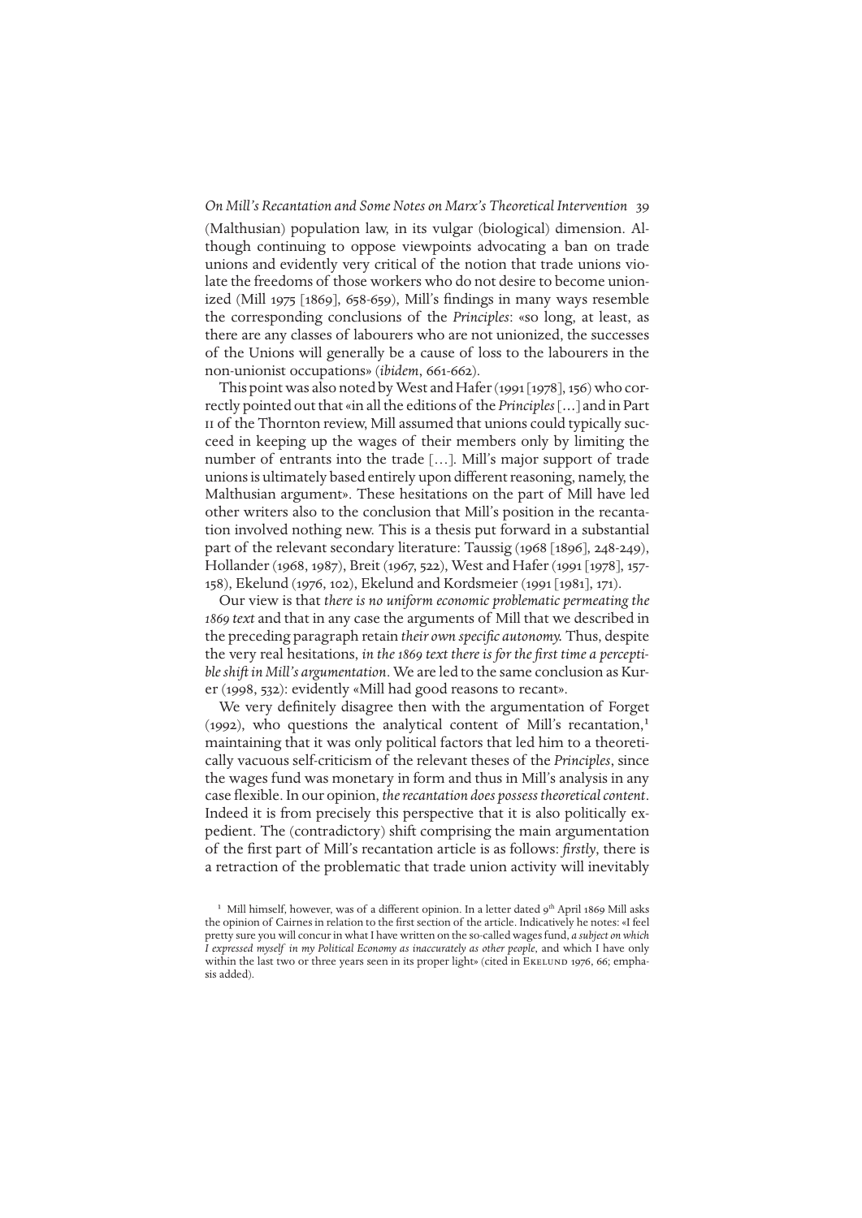(Malthusian) population law, in its vulgar (biological) dimension. Although continuing to oppose viewpoints advocating a ban on trade unions and evidently very critical of the notion that trade unions violate the freedoms of those workers who do not desire to become unionized (Mill 1975 [1869], 658-659), Mill's findings in many ways resemble the corresponding conclusions of the *Principles*: «so long, at least, as there are any classes of labourers who are not unionized, the successes of the Unions will generally be a cause of loss to the labourers in the non-unionist occupations» (*ibidem*, 661-662).

This point was also noted by West and Hafer (1991 [1978], 156) who correctly pointed out that «in all the editions of the *Principles* […] and in Part II of the Thornton review, Mill assumed that unions could typically succeed in keeping up the wages of their members only by limiting the number of entrants into the trade […]. Mill's major support of trade unions is ultimately based entirely upon different reasoning, namely, the Malthusian argument». These hesitations on the part of Mill have led other writers also to the conclusion that Mill's position in the recantation involved nothing new. This is a thesis put forward in a substantial part of the relevant secondary literature: Taussig (1968 [1896], 248-249), Hollander (1968, 1987), Breit (1967, 522), West and Hafer (1991 [1978], 157-158), Ekelund (1976, 102), Ekelund and Kordsmeier (1991 [1981], 171).

Our view is that *there is no uniform economic problematic permeating the 1869 text* and that in any case the arguments of Mill that we described in the preceding paragraph retain *their own specific autonomy.* Thus, despite the very real hesitations, *in the 1869 text there is for the first time a perceptible shift in Mill's argumentation*. We are led to the same conclusion as Kurer (1998, 532): evidently «Mill had good reasons to recant».

We very definitely disagree then with the argumentation of Forget (1992), who questions the analytical content of Mill's recantation,[1] maintaining that it was only political factors that led him to a theoretically vacuous self-criticism of the relevant theses of the *Principles*, since the wages fund was monetary in form and thus in Mill's analysis in any case flexible. In our opinion, *the recantation does possess theoretical content*. Indeed it is from precisely this perspective that it is also politically expedient. The (contradictory) shift comprising the main argumentation of the first part of Mill's recantation article is as follows: *firstly*, there is a retraction of the problematic that trade union activity will inevitably

[1] Mill himself, however, was of a different opinion. In a letter dated 9th April 1869 Mill asks the opinion of Cairnes in relation to the first section of the article. Indicatively he notes: «I feel pretty sure you will concur in what I have written on the so-called wages fund, *a subject on which I expressed myself in my Political Economy as inaccurately as other people*, and which I have only within the last two or three years seen in its proper light» (cited in Ekelund 1976, 66; emphasis added).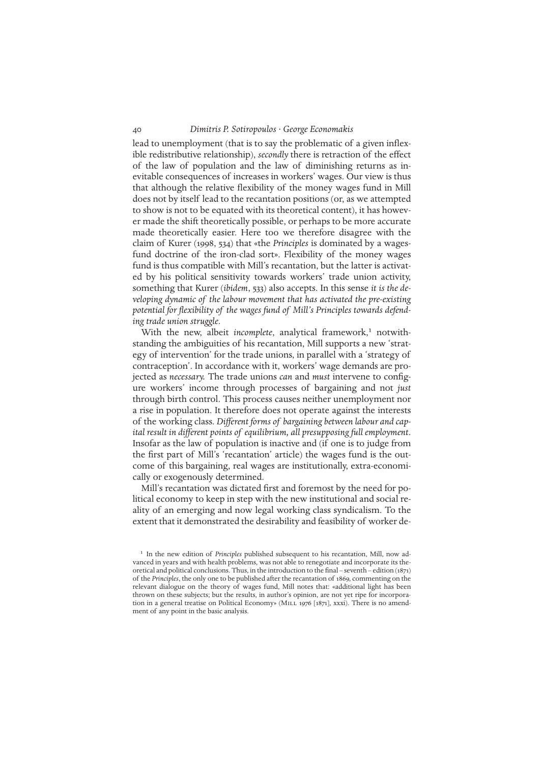lead to unemployment (that is to say the problematic of a given inflexible redistributive relationship), *secondly* there is retraction of the effect of the law of population and the law of diminishing returns as inevitable consequences of increases in workers' wages. Our view is thus that although the relative flexibility of the money wages fund in Mill does not by itself lead to the recantation positions (or, as we attempted to show is not to be equated with its theoretical content), it has however made the shift theoretically possible, or perhaps to be more accurate made theoretically easier. Here too we therefore disagree with the claim of Kurer (1998, 534) that «the *Principles* is dominated by a wages-fund doctrine of the iron-clad sort». Flexibility of the money wages fund is thus compatible with Mill's recantation, but the latter is activated by his political sensitivity towards workers' trade union activity, something that Kurer (*ibidem*, 533) also accepts. In this sense *it is the developing dynamic of the labour movement that has activated the pre-existing potential for flexibility of the wages fund of Mill's Principles towards defending trade union struggle*.

With the new, albeit *incomplete*, analytical framework,[1] notwithstanding the ambiguities of his recantation, Mill supports a new 'strategy of intervention' for the trade unions, in parallel with a 'strategy of contraception'. In accordance with it, workers' wage demands are projected as *necessary*. The trade unions *can* and *must* intervene to configure workers' income through processes of bargaining and not *just* through birth control. This process causes neither unemployment nor a rise in population. It therefore does not operate against the interests of the working class. *Different forms of bargaining between labour and capital result in different points of equilibrium, all presupposing full employment*. Insofar as the law of population is inactive and (if one is to judge from the first part of Mill's 'recantation' article) the wages fund is the outcome of this bargaining, real wages are institutionally, extra-economically or exogenously determined.

Mill's recantation was dictated first and foremost by the need for political economy to keep in step with the new institutional and social reality of an emerging and now legal working class syndicalism. To the extent that it demonstrated the desirability and feasibility of worker de-

[1] In the new edition of *Principles* published subsequent to his recantation, Mill, now advanced in years and with health problems, was not able to renegotiate and incorporate its theoretical and political conclusions. Thus, in the introduction to the final – seventh – edition (1871) of the *Principles*, the only one to be published after the recantation of 1869, commenting on the relevant dialogue on the theory of wages fund, Mill notes that: «additional light has been thrown on these subjects; but the results, in author's opinion, are not yet ripe for incorporation in a general treatise on Political Economy» (Mill 1976 [1871], xxxi). There is no amendment of any point in the basic analysis.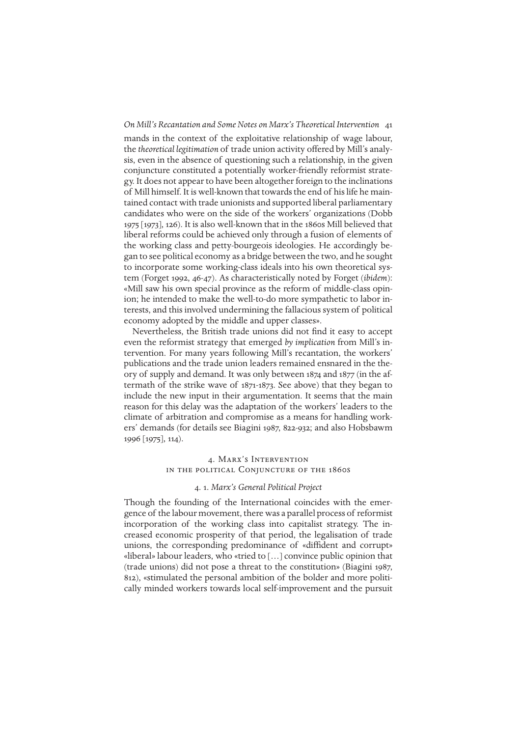mands in the context of the exploitative relationship of wage labour, the *theoretical legitimation* of trade union activity offered by Mill's analysis, even in the absence of questioning such a relationship, in the given conjuncture constituted a potentially worker-friendly reformist strategy. It does not appear to have been altogether foreign to the inclinations of Mill himself. It is well-known that towards the end of his life he maintained contact with trade unionists and supported liberal parliamentary candidates who were on the side of the workers' organizations (Dobb 1975 [1973], 126). It is also well-known that in the 1860s Mill believed that liberal reforms could be achieved only through a fusion of elements of the working class and petty-bourgeois ideologies. He accordingly began to see political economy as a bridge between the two, and he sought to incorporate some working-class ideals into his own theoretical system (Forget 1992, 46-47). As characteristically noted by Forget (*ibidem*): «Mill saw his own special province as the reform of middle-class opinion; he intended to make the well-to-do more sympathetic to labor interests, and this involved undermining the fallacious system of political economy adopted by the middle and upper classes».

Nevertheless, the British trade unions did not find it easy to accept even the reformist strategy that emerged *by implication* from Mill's intervention. For many years following Mill's recantation, the workers' publications and the trade union leaders remained ensnared in the theory of supply and demand. It was only between 1874 and 1877 (in the aftermath of the strike wave of 1871-1873. See above) that they began to include the new input in their argumentation. It seems that the main reason for this delay was the adaptation of the workers' leaders to the climate of arbitration and compromise as a means for handling workers' demands (for details see Biagini 1987, 822-932; and also Hobsbawm 1996 [1975], 114).

## 4. Marx's Intervention in the political Conjuncture of the 1860s

### 4. 1. *Marx's General Political Project*

Though the founding of the International coincides with the emergence of the labour movement, there was a parallel process of reformist incorporation of the working class into capitalist strategy. The increased economic prosperity of that period, the legalisation of trade unions, the corresponding predominance of «diffident and corrupt» «liberal» labour leaders, who «tried to […] convince public opinion that (trade unions) did not pose a threat to the constitution» (Biagini 1987, 812), «stimulated the personal ambition of the bolder and more politically minded workers towards local self-improvement and the pursuit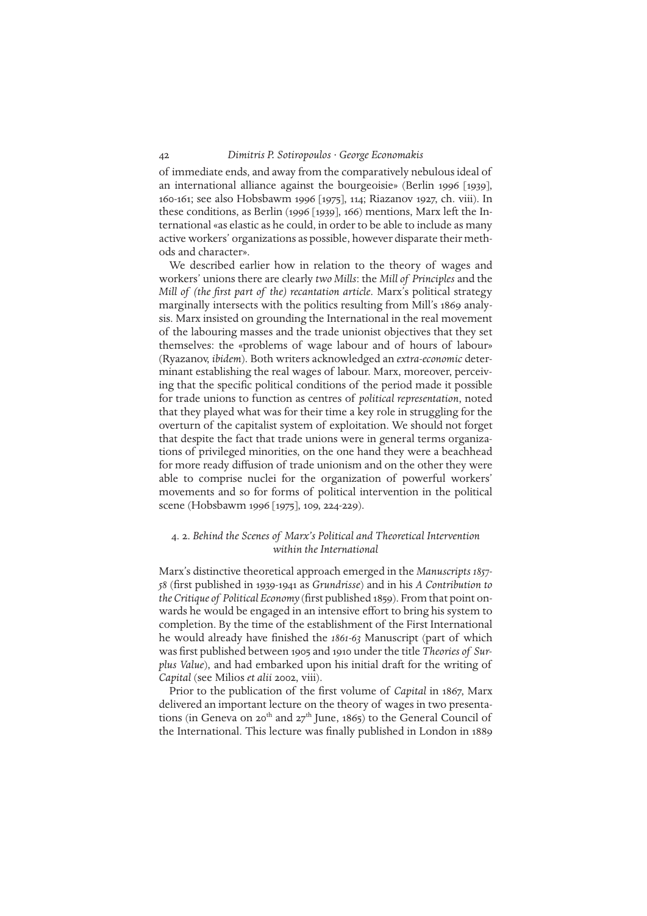of immediate ends, and away from the comparatively nebulous ideal of an international alliance against the bourgeoisie» (Berlin 1996 [1939], 160-161; see also Hobsbawm 1996 [1975], 114; Riazanov 1927, ch. viii). In these conditions, as Berlin (1996 [1939], 166) mentions, Marx left the International «as elastic as he could, in order to be able to include as many active workers' organizations as possible, however disparate their methods and character».

We described earlier how in relation to the theory of wages and workers' unions there are clearly *two Mills*: the *Mill of Principles* and the *Mill of (the first part of the) recantation article*. Marx's political strategy marginally intersects with the politics resulting from Mill's 1869 analysis. Marx insisted on grounding the International in the real movement of the labouring masses and the trade unionist objectives that they set themselves: the «problems of wage labour and of hours of labour» (Ryazanov, *ibidem*). Both writers acknowledged an *extra-economic* determinant establishing the real wages of labour. Marx, moreover, perceiving that the specific political conditions of the period made it possible for trade unions to function as centres of *political representation*, noted that they played what was for their time a key role in struggling for the overturn of the capitalist system of exploitation. We should not forget that despite the fact that trade unions were in general terms organizations of privileged minorities, on the one hand they were a beachhead for more ready diffusion of trade unionism and on the other they were able to comprise nuclei for the organization of powerful workers' movements and so for forms of political intervention in the political scene (Hobsbawm 1996 [1975], 109, 224-229).

### 4. 2. *Behind the Scenes of Marx's Political and Theoretical Intervention within the International*

Marx's distinctive theoretical approach emerged in the *Manuscripts 1857-58* (first published in 1939-1941 as *Grundrisse*) and in his *A Contribution to the Critique of Political Economy* (first published 1859). From that point onwards he would be engaged in an intensive effort to bring his system to completion. By the time of the establishment of the First International he would already have finished the *1861-63* Manuscript (part of which was first published between 1905 and 1910 under the title *Theories of Surplus Value*), and had embarked upon his initial draft for the writing of *Capital* (see Milios *et alii* 2002, viii).

Prior to the publication of the first volume of *Capital* in 1867, Marx delivered an important lecture on the theory of wages in two presentations (in Geneva on 20th and 27th June, 1865) to the General Council of the International. This lecture was finally published in London in 1889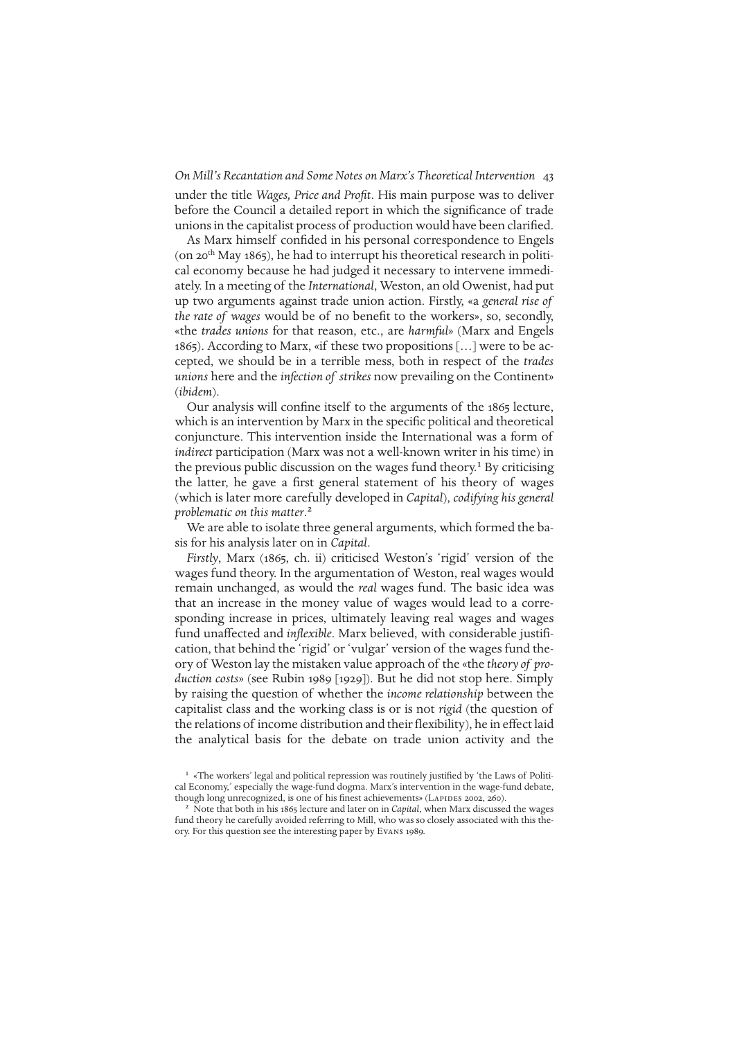under the title *Wages, Price and Profit*. His main purpose was to deliver before the Council a detailed report in which the significance of trade unions in the capitalist process of production would have been clarified.

As Marx himself confided in his personal correspondence to Engels (on 20th May 1865), he had to interrupt his theoretical research in political economy because he had judged it necessary to intervene immediately. In a meeting of the *International*, Weston, an old Owenist, had put up two arguments against trade union action. Firstly, «a *general rise of the rate of wages* would be of no benefit to the workers», so, secondly, «the *trades unions* for that reason, etc., are *harmful*» (Marx and Engels 1865). According to Marx, «if these two propositions [...] were to be accepted, we should be in a terrible mess, both in respect of the *trades unions* here and the *infection of strikes* now prevailing on the Continent» (*ibidem*).

Our analysis will confine itself to the arguments of the 1865 lecture, which is an intervention by Marx in the specific political and theoretical conjuncture. This intervention inside the International was a form of *indirect* participation (Marx was not a well-known writer in his time) in the previous public discussion on the wages fund theory.[1] By criticising the latter, he gave a first general statement of his theory of wages (which is later more carefully developed in *Capital*), *codifying his general problematic on this matter*.[2]

We are able to isolate three general arguments, which formed the basis for his analysis later on in *Capital*.

*Firstly*, Marx (1865, ch. ii) criticised Weston's 'rigid' version of the wages fund theory. In the argumentation of Weston, real wages would remain unchanged, as would the *real* wages fund. The basic idea was that an increase in the money value of wages would lead to a corresponding increase in prices, ultimately leaving real wages and wages fund unaffected and *inflexible*. Marx believed, with considerable justification, that behind the 'rigid' or 'vulgar' version of the wages fund theory of Weston lay the mistaken value approach of the «the *theory of production costs*» (see Rubin 1989 [1929]). But he did not stop here. Simply by raising the question of whether the *income relationship* between the capitalist class and the working class is or is not *rigid* (the question of the relations of income distribution and their flexibility), he in effect laid the analytical basis for the debate on trade union activity and the

[1] «The workers' legal and political repression was routinely justified by 'the Laws of Political Economy,' especially the wage-fund dogma. Marx's intervention in the wage-fund debate, though long unrecognized, is one of his finest achievements» (Lapides 2002, 260).

[2] Note that both in his 1865 lecture and later on in *Capital*, when Marx discussed the wages fund theory he carefully avoided referring to Mill, who was so closely associated with this theory. For this question see the interesting paper by Evans 1989.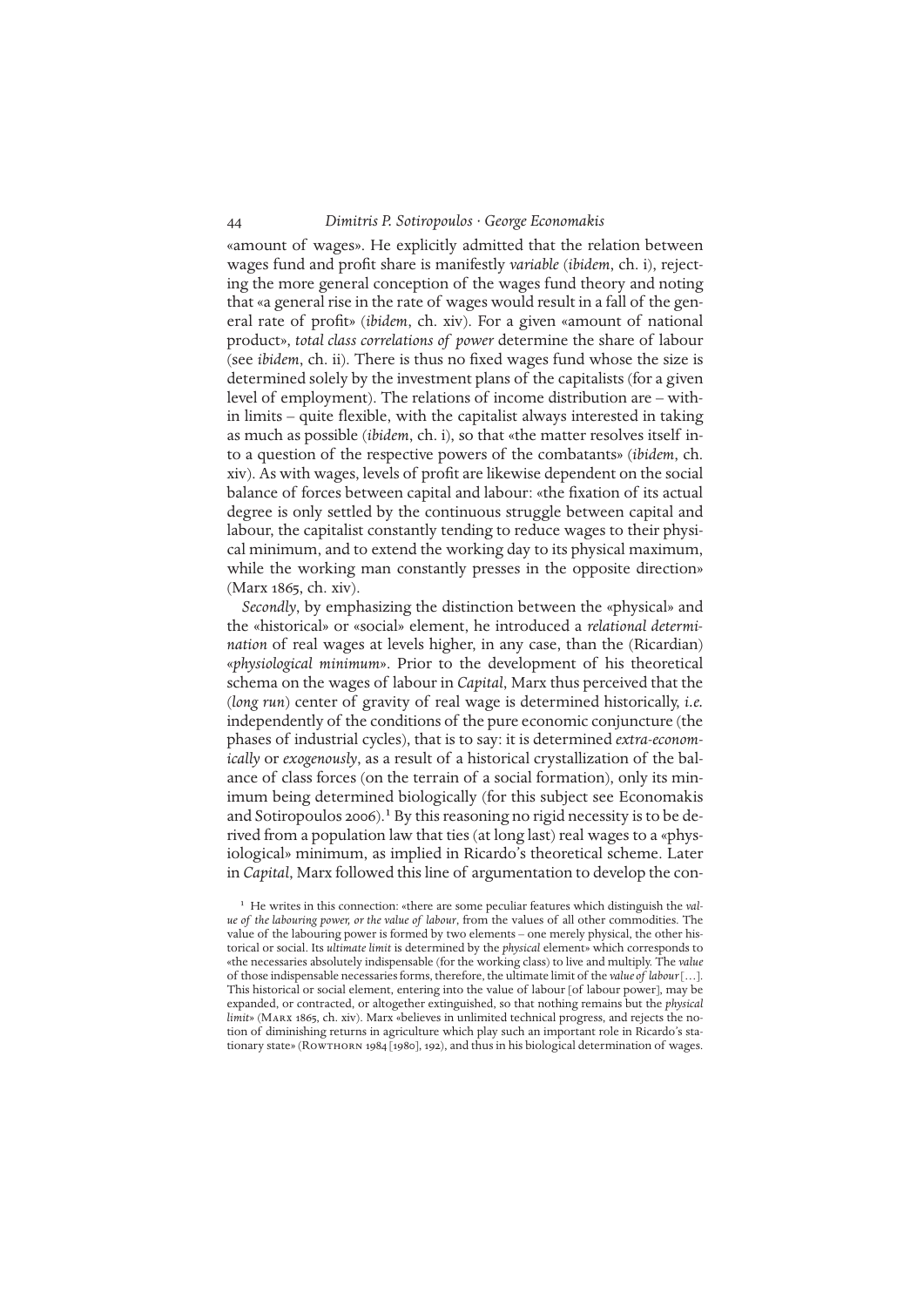«amount of wages». He explicitly admitted that the relation between wages fund and profit share is manifestly *variable* (*ibidem*, ch. i), rejecting the more general conception of the wages fund theory and noting that «a general rise in the rate of wages would result in a fall of the general rate of profit» (*ibidem*, ch. xiv). For a given «amount of national product», *total class correlations of power* determine the share of labour (see *ibidem*, ch. ii). There is thus no fixed wages fund whose the size is determined solely by the investment plans of the capitalists (for a given level of employment). The relations of income distribution are – within limits – quite flexible, with the capitalist always interested in taking as much as possible (*ibidem*, ch. i), so that «the matter resolves itself into a question of the respective powers of the combatants» (*ibidem*, ch. xiv). As with wages, levels of profit are likewise dependent on the social balance of forces between capital and labour: «the fixation of its actual degree is only settled by the continuous struggle between capital and labour, the capitalist constantly tending to reduce wages to their physical minimum, and to extend the working day to its physical maximum, while the working man constantly presses in the opposite direction» (Marx 1865, ch. xiv).

*Secondly*, by emphasizing the distinction between the «physical» and the «historical» or «social» element, he introduced a *relational determination* of real wages at levels higher, in any case, than the (Ricardian) «*physiological minimum*». Prior to the development of his theoretical schema on the wages of labour in *Capital*, Marx thus perceived that the (*long run*) center of gravity of real wage is determined historically, *i.e.* independently of the conditions of the pure economic conjuncture (the phases of industrial cycles), that is to say: it is determined *extra-economically* or *exogenously*, as a result of a historical crystallization of the balance of class forces (on the terrain of a social formation), only its minimum being determined biologically (for this subject see Economakis and Sotiropoulos 2006).[1] By this reasoning no rigid necessity is to be derived from a population law that ties (at long last) real wages to a «physiological» minimum, as implied in Ricardo's theoretical scheme. Later in *Capital*, Marx followed this line of argumentation to develop the con-

[1] He writes in this connection: «there are some peculiar features which distinguish the *value of the labouring power, or the value of labour*, from the values of all other commodities. The value of the labouring power is formed by two elements – one merely physical, the other historical or social. Its *ultimate limit* is determined by the *physical* element» which corresponds to «the necessaries absolutely indispensable (for the working class) to live and multiply. The *value* of those indispensable necessaries forms, therefore, the ultimate limit of the *value of labour* […]. This historical or social element, entering into the value of labour [of labour power], may be expanded, or contracted, or altogether extinguished, so that nothing remains but the *physical limit*» (Marx 1865, ch. xiv). Marx «believes in unlimited technical progress, and rejects the notion of diminishing returns in agriculture which play such an important role in Ricardo's stationary state» (Rowthorn 1984 [1980], 192), and thus in his biological determination of wages.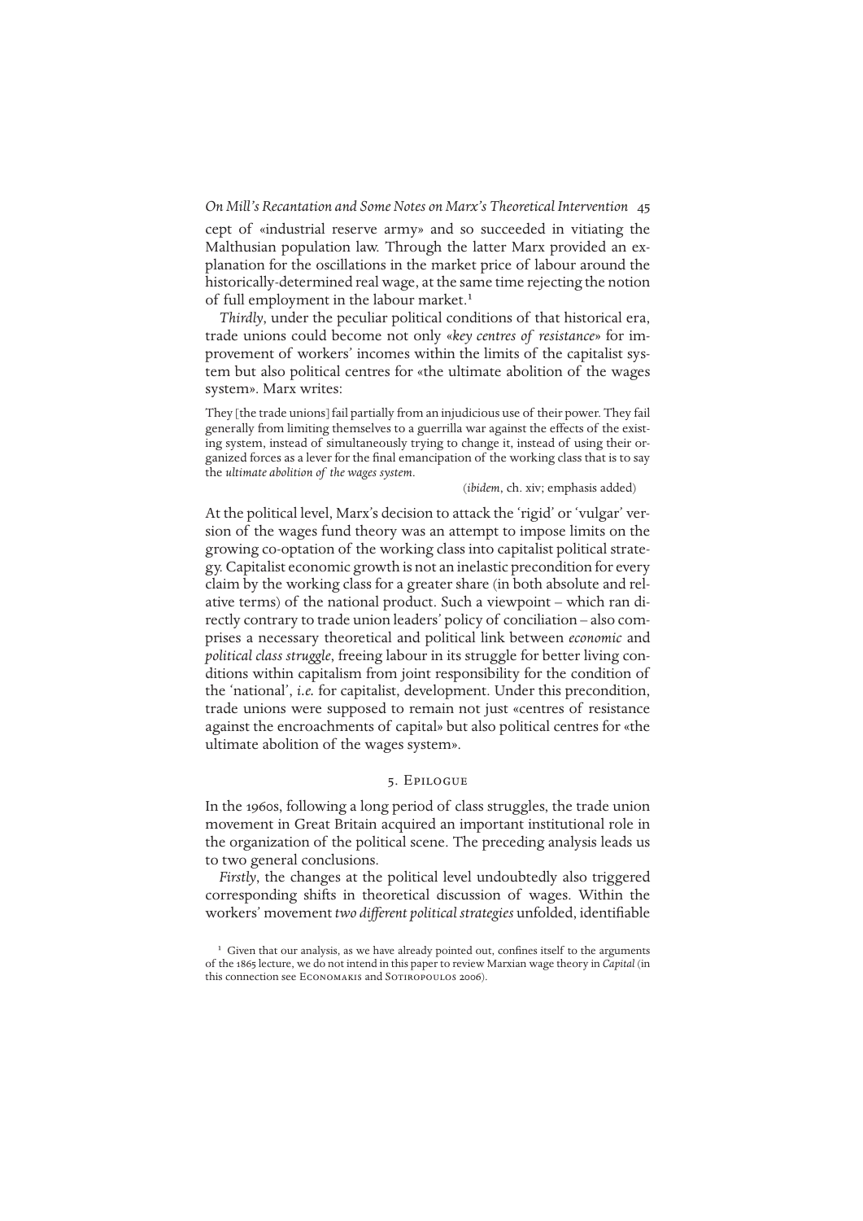cept of «industrial reserve army» and so succeeded in vitiating the Malthusian population law. Through the latter Marx provided an explanation for the oscillations in the market price of labour around the historically-determined real wage, at the same time rejecting the notion of full employment in the labour market.[1]

*Thirdly*, under the peculiar political conditions of that historical era, trade unions could become not only «*key centres of resistance*» for improvement of workers' incomes within the limits of the capitalist system but also political centres for «the ultimate abolition of the wages system». Marx writes:

> They [the trade unions] fail partially from an injudicious use of their power. They fail generally from limiting themselves to a guerrilla war against the effects of the existing system, instead of simultaneously trying to change it, instead of using their organized forces as a lever for the final emancipation of the working class that is to say the *ultimate abolition of the wages system*.
>
> (*ibidem*, ch. xiv; emphasis added)

At the political level, Marx's decision to attack the 'rigid' or 'vulgar' version of the wages fund theory was an attempt to impose limits on the growing co-optation of the working class into capitalist political strategy. Capitalist economic growth is not an inelastic precondition for every claim by the working class for a greater share (in both absolute and relative terms) of the national product. Such a viewpoint – which ran directly contrary to trade union leaders' policy of conciliation – also comprises a necessary theoretical and political link between *economic* and *political class struggle*, freeing labour in its struggle for better living conditions within capitalism from joint responsibility for the condition of the 'national', *i.e.* for capitalist, development. Under this precondition, trade unions were supposed to remain not just «centres of resistance against the encroachments of capital» but also political centres for «the ultimate abolition of the wages system».

## 5. Epilogue

In the 1960s, following a long period of class struggles, the trade union movement in Great Britain acquired an important institutional role in the organization of the political scene. The preceding analysis leads us to two general conclusions.

*Firstly*, the changes at the political level undoubtedly also triggered corresponding shifts in theoretical discussion of wages. Within the workers' movement *two different political strategies* unfolded, identifiable

[1] Given that our analysis, as we have already pointed out, confines itself to the arguments of the 1865 lecture, we do not intend in this paper to review Marxian wage theory in *Capital* (in this connection see Economakis and Sotiropoulos 2006).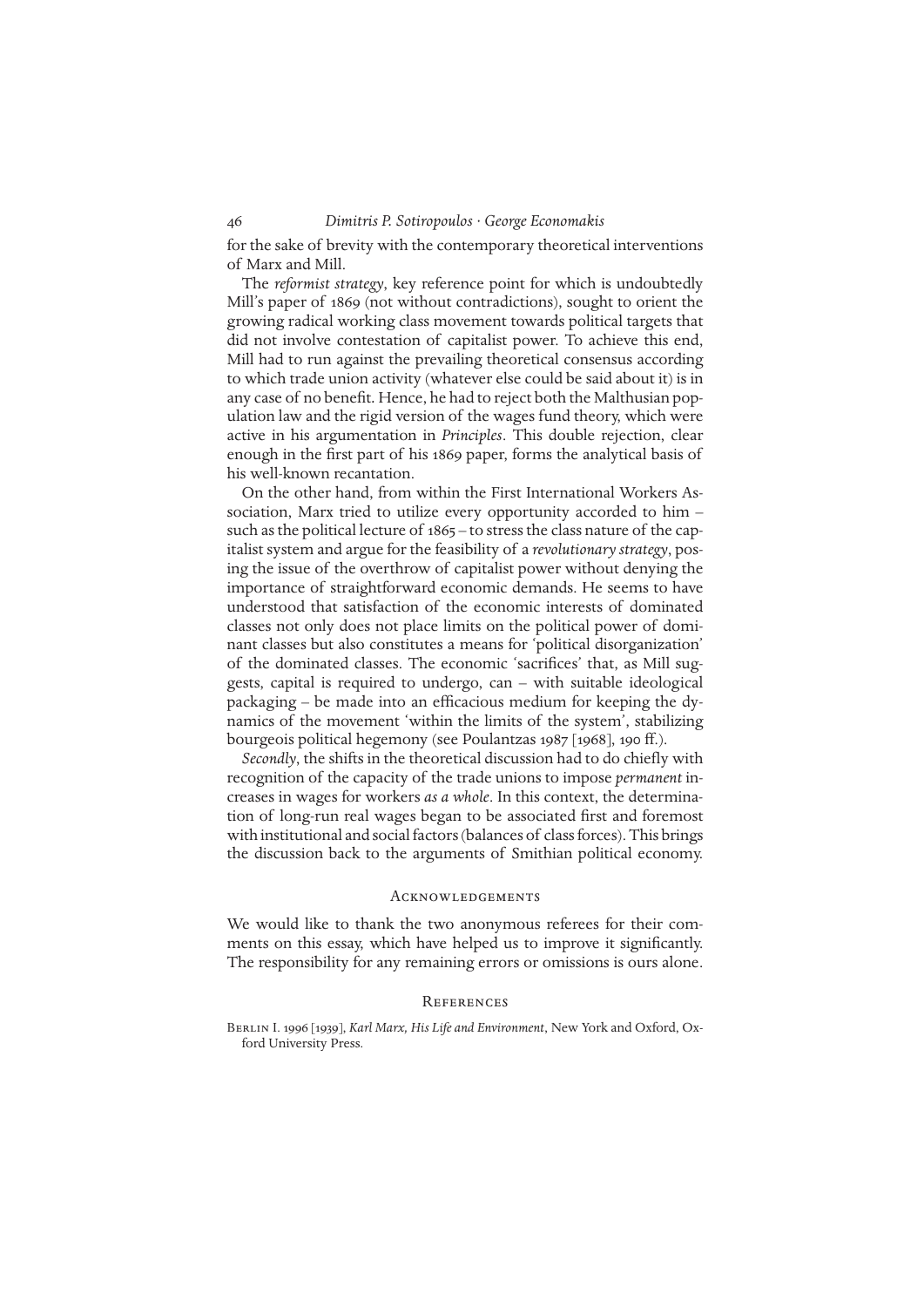for the sake of brevity with the contemporary theoretical interventions of Marx and Mill.

The *reformist strategy*, key reference point for which is undoubtedly Mill's paper of 1869 (not without contradictions), sought to orient the growing radical working class movement towards political targets that did not involve contestation of capitalist power. To achieve this end, Mill had to run against the prevailing theoretical consensus according to which trade union activity (whatever else could be said about it) is in any case of no benefit. Hence, he had to reject both the Malthusian population law and the rigid version of the wages fund theory, which were active in his argumentation in *Principles*. This double rejection, clear enough in the first part of his 1869 paper, forms the analytical basis of his well-known recantation.

On the other hand, from within the First International Workers Association, Marx tried to utilize every opportunity accorded to him – such as the political lecture of 1865 – to stress the class nature of the capitalist system and argue for the feasibility of a *revolutionary strategy*, posing the issue of the overthrow of capitalist power without denying the importance of straightforward economic demands. He seems to have understood that satisfaction of the economic interests of dominated classes not only does not place limits on the political power of dominant classes but also constitutes a means for 'political disorganization' of the dominated classes. The economic 'sacrifices' that, as Mill suggests, capital is required to undergo, can – with suitable ideological packaging – be made into an efficacious medium for keeping the dynamics of the movement 'within the limits of the system', stabilizing bourgeois political hegemony (see Poulantzas 1987 [1968], 190 ff.).

*Secondly*, the shifts in the theoretical discussion had to do chiefly with recognition of the capacity of the trade unions to impose *permanent* increases in wages for workers *as a whole*. In this context, the determination of long-run real wages began to be associated first and foremost with institutional and social factors (balances of class forces). This brings the discussion back to the arguments of Smithian political economy.

## Acknowledgements

We would like to thank the two anonymous referees for their comments on this essay, which have helped us to improve it significantly. The responsibility for any remaining errors or omissions is ours alone.

## References

Berlin I. 1996 [1939], *Karl Marx, His Life and Environment*, New York and Oxford, Oxford University Press.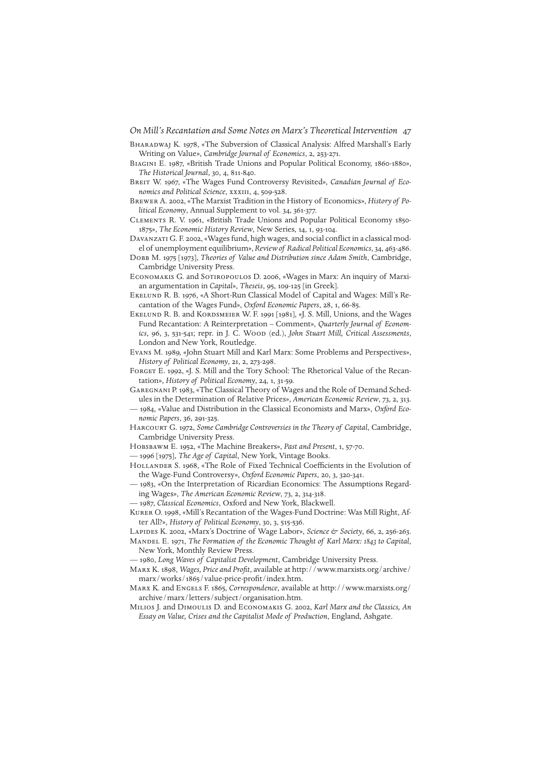Bharadwaj K. 1978, «The Subversion of Classical Analysis: Alfred Marshall's Early Writing on Value», *Cambridge Journal of Economics*, 2, 253-271.

Biagini E. 1987, «British Trade Unions and Popular Political Economy, 1860-1880», *The Historical Journal*, 30, 4, 811-840.

Breit W. 1967, «The Wages Fund Controversy Revisited», *Canadian Journal of Economics and Political Science*, xxxiii, 4, 509-528.

Brewer A. 2002, «The Marxist Tradition in the History of Economics», *History of Political Economy*, Annual Supplement to vol. 34, 361-377.

Clements R. V. 1961, «British Trade Unions and Popular Political Economy 1850-1875», *The Economic History Review*, New Series, 14, 1, 93-104.

Davanzati G. F. 2002, «Wages fund, high wages, and social conflict in a classical model of unemployment equilibrium», *Review of Radical Political Economics*, 34, 463-486.

Dobb M. 1975 [1973], *Theories of Value and Distribution since Adam Smith*, Cambridge, Cambridge University Press.

Economakis G. and Sotiropoulos D. 2006, «Wages in Marx: An inquiry of Marxian argumentation in *Capital*», *Theseis*, 95, 109-125 [in Greek].

Ekelund R. B. 1976, «A Short-Run Classical Model of Capital and Wages: Mill's Recantation of the Wages Fund», *Oxford Economic Papers*, 28, 1, 66-85.

Ekelund R. B. and Kordsmeier W. F. 1991 [1981], «J. S. Mill, Unions, and the Wages Fund Recantation: A Reinterpretation – Comment», *Quarterly Journal of Economics*, 96, 3, 531-541; repr. in J. C. Wood (ed.), *John Stuart Mill, Critical Assessments*, London and New York, Routledge.

Evans M. 1989, «John Stuart Mill and Karl Marx: Some Problems and Perspectives», *History of Political Economy*, 21, 2, 273-298.

Forget E. 1992, «J. S. Mill and the Tory School: The Rhetorical Value of the Recantation», *History of Political Economy*, 24, 1, 31-59.

Garegnani P. 1983, «The Classical Theory of Wages and the Role of Demand Schedules in the Determination of Relative Prices», *American Economic Review*, 73, 2, 313.

— 1984, «Value and Distribution in the Classical Economists and Marx», *Oxford Economic Papers*, 36, 291-325.

Harcourt G. 1972, *Some Cambridge Controversies in the Theory of Capital*, Cambridge, Cambridge University Press.

Hobsbawm E. 1952, «The Machine Breakers», *Past and Present*, 1, 57-70.

— 1996 [1975], *The Age of Capital*, New York, Vintage Books.

Hollander S. 1968, «The Role of Fixed Technical Coefficients in the Evolution of the Wage-Fund Controversy», *Oxford Economic Papers*, 20, 3, 320-341.

— 1983, «On the Interpretation of Ricardian Economics: The Assumptions Regarding Wages», *The American Economic Review*, 73, 2, 314-318.

— 1987, *Classical Economics*, Oxford and New York, Blackwell.

Kurer O. 1998, «Mill's Recantation of the Wages-Fund Doctrine: Was Mill Right, After All?», *History of Political Economy*, 30, 3, 515-536.

Lapides K. 2002, «Marx's Doctrine of Wage Labor», *Science & Society*, 66, 2, 256-263.

Mandel E. 1971, *The Formation of the Economic Thought of Karl Marx: 1843 to Capital*, New York, Monthly Review Press.

— 1980, *Long Waves of Capitalist Development*, Cambridge University Press.

Marx K. 1898, *Wages, Price and Profit*, available at http://www.marxists.org/archive/marx/works/1865/value-price-profit/index.htm.

Marx K. and Engels F. 1865, *Correspondence*, available at http://www.marxists.org/archive/marx/letters/subject/organisation.htm.

Milios J. and Dimoulis D. and Economakis G. 2002, *Karl Marx and the Classics, An Essay on Value, Crises and the Capitalist Mode of Production*, England, Ashgate.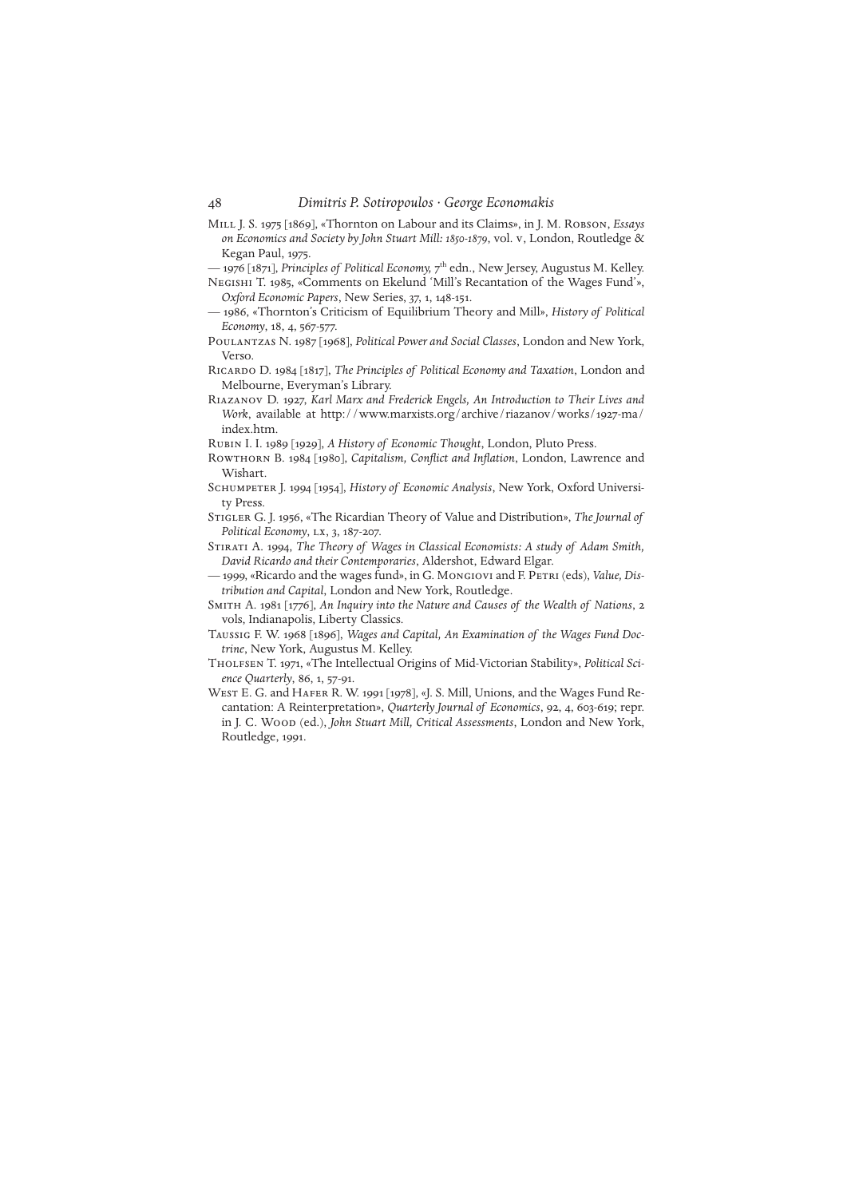Mill J. S. 1975 [1869], «Thornton on Labour and its Claims», in J. M. Robson, *Essays on Economics and Society by John Stuart Mill: 1850-1879*, vol. v, London, Routledge & Kegan Paul, 1975.

— 1976 [1871], *Principles of Political Economy*, 7th edn., New Jersey, Augustus M. Kelley.

Negishi T. 1985, «Comments on Ekelund 'Mill's Recantation of the Wages Fund'», *Oxford Economic Papers*, New Series, 37, 1, 148-151.

— 1986, «Thornton's Criticism of Equilibrium Theory and Mill», *History of Political Economy*, 18, 4, 567-577.

Poulantzas N. 1987 [1968], *Political Power and Social Classes*, London and New York, Verso.

Ricardo D. 1984 [1817], *The Principles of Political Economy and Taxation*, London and Melbourne, Everyman's Library.

Riazanov D. 1927, *Karl Marx and Frederick Engels, An Introduction to Their Lives and Work*, available at http://www.marxists.org/archive/riazanov/works/1927-ma/index.htm.

Rubin I. I. 1989 [1929], *A History of Economic Thought*, London, Pluto Press.

Rowthorn B. 1984 [1980], *Capitalism, Conflict and Inflation*, London, Lawrence and Wishart.

Schumpeter J. 1994 [1954], *History of Economic Analysis*, New York, Oxford University Press.

Stigler G. J. 1956, «The Ricardian Theory of Value and Distribution», *The Journal of Political Economy*, lx, 3, 187-207.

Stirati A. 1994, *The Theory of Wages in Classical Economists: A study of Adam Smith, David Ricardo and their Contemporaries*, Aldershot, Edward Elgar.

— 1999, «Ricardo and the wages fund», in G. Mongiovi and F. Petri (eds), *Value, Distribution and Capital*, London and New York, Routledge.

Smith A. 1981 [1776], *An Inquiry into the Nature and Causes of the Wealth of Nations*, 2 vols, Indianapolis, Liberty Classics.

Taussig F. W. 1968 [1896], *Wages and Capital, An Examination of the Wages Fund Doctrine*, New York, Augustus M. Kelley.

Tholfsen T. 1971, «The Intellectual Origins of Mid-Victorian Stability», *Political Science Quarterly*, 86, 1, 57-91.

West E. G. and Hafer R. W. 1991 [1978], «J. S. Mill, Unions, and the Wages Fund Recantation: A Reinterpretation», *Quarterly Journal of Economics*, 92, 4, 603-619; repr. in J. C. Wood (ed.), *John Stuart Mill, Critical Assessments*, London and New York, Routledge, 1991.